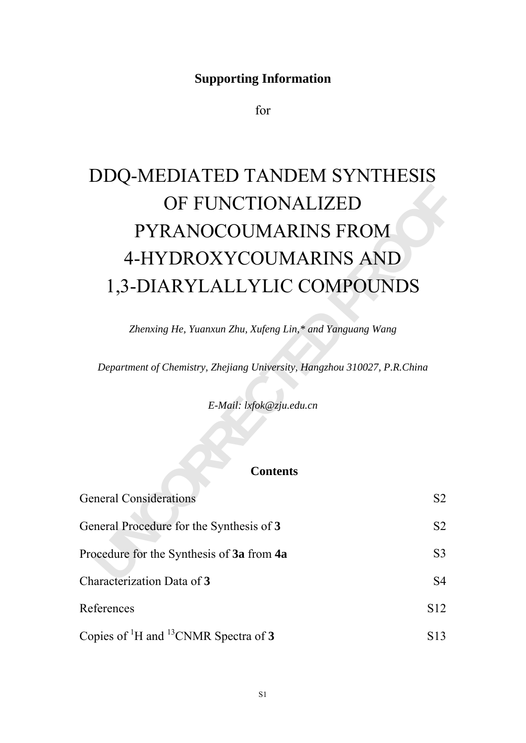**Supporting Information**

for

# DDQ-MEDIATED TANDEM SYNTHESIS OF FUNCTIONALIZED PYRANOCOUMARINS FROM 4-HYDROXYCOUMARINS AND 1,3-DIARYLALLYLIC COMPOUNDS

*Zhenxing He, Yuanxun Zhu, Xufeng Lin,* and Yanguang Wang*

*Department of Chemistry, Zhejiang University, Hangzhou 310027, P.R.China*

*E-Mail: lxfok@zju.edu.cn*

## Contents

| | |
|---|---|
| General Considerations | S2 |
| General Procedure for the Synthesis of **3** | S2 |
| Procedure for the Synthesis of **3a** from **4a** | S3 |
| Characterization Data of **3** | S4 |
| References | S12 |
| Copies of $^{1}$H and $^{13}$CNMR Spectra of **3** | S13 |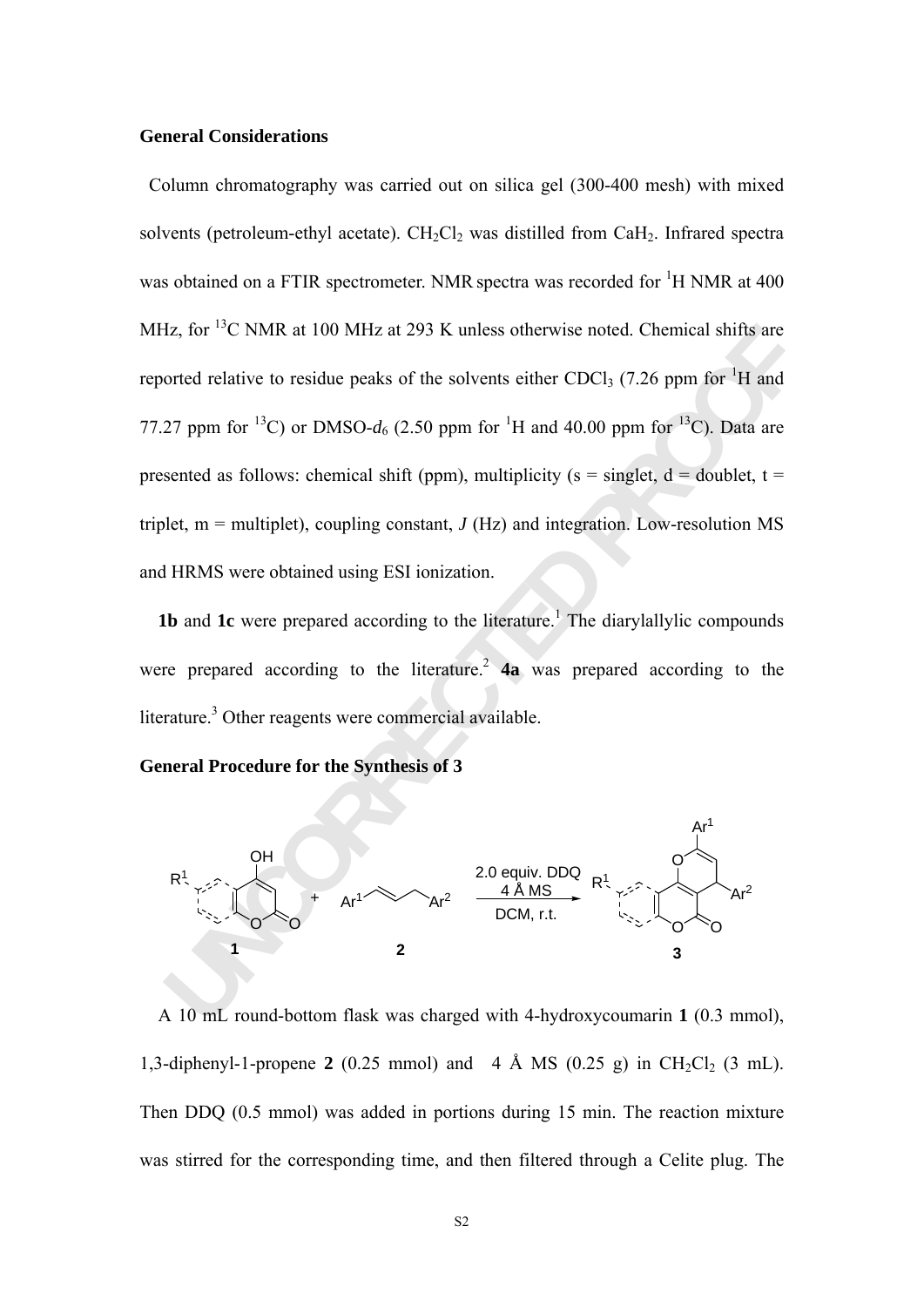**General Considerations**

Column chromatography was carried out on silica gel (300-400 mesh) with mixed solvents (petroleum-ethyl acetate). $CH_2Cl_2$ was distilled from $CaH_2$. Infrared spectra was obtained on a FTIR spectrometer. NMR spectra was recorded for $^1$H NMR at 400 MHz, for $^{13}$C NMR at 100 MHz at 293 K unless otherwise noted. Chemical shifts are reported relative to residue peaks of the solvents either $CDCl_3$ (7.26 ppm for $^1$H and 77.27 ppm for $^{13}$C) or DMSO-$d_6$ (2.50 ppm for $^1$H and 40.00 ppm for $^{13}$C). Data are presented as follows: chemical shift (ppm), multiplicity (s = singlet, d = doublet, t = triplet, m = multiplet), coupling constant, *J* (Hz) and integration. Low-resolution MS and HRMS were obtained using ESI ionization.

**1b** and **1c** were prepared according to the literature.[1] The diarylallylic compounds were prepared according to the literature.[2] **4a** was prepared according to the literature.[3] Other reagents were commercial available.

**General Procedure for the Synthesis of 3**

1 + 2 → 3 (2.0 equiv. DDQ, 4 Å MS, DCM, r.t.)

A 10 mL round-bottom flask was charged with 4-hydroxycoumarin **1** (0.3 mmol), 1,3-diphenyl-1-propene **2** (0.25 mmol) and 4 Å MS (0.25 g) in $CH_2Cl_2$ (3 mL). Then DDQ (0.5 mmol) was added in portions during 15 min. The reaction mixture was stirred for the corresponding time, and then filtered through a Celite plug. The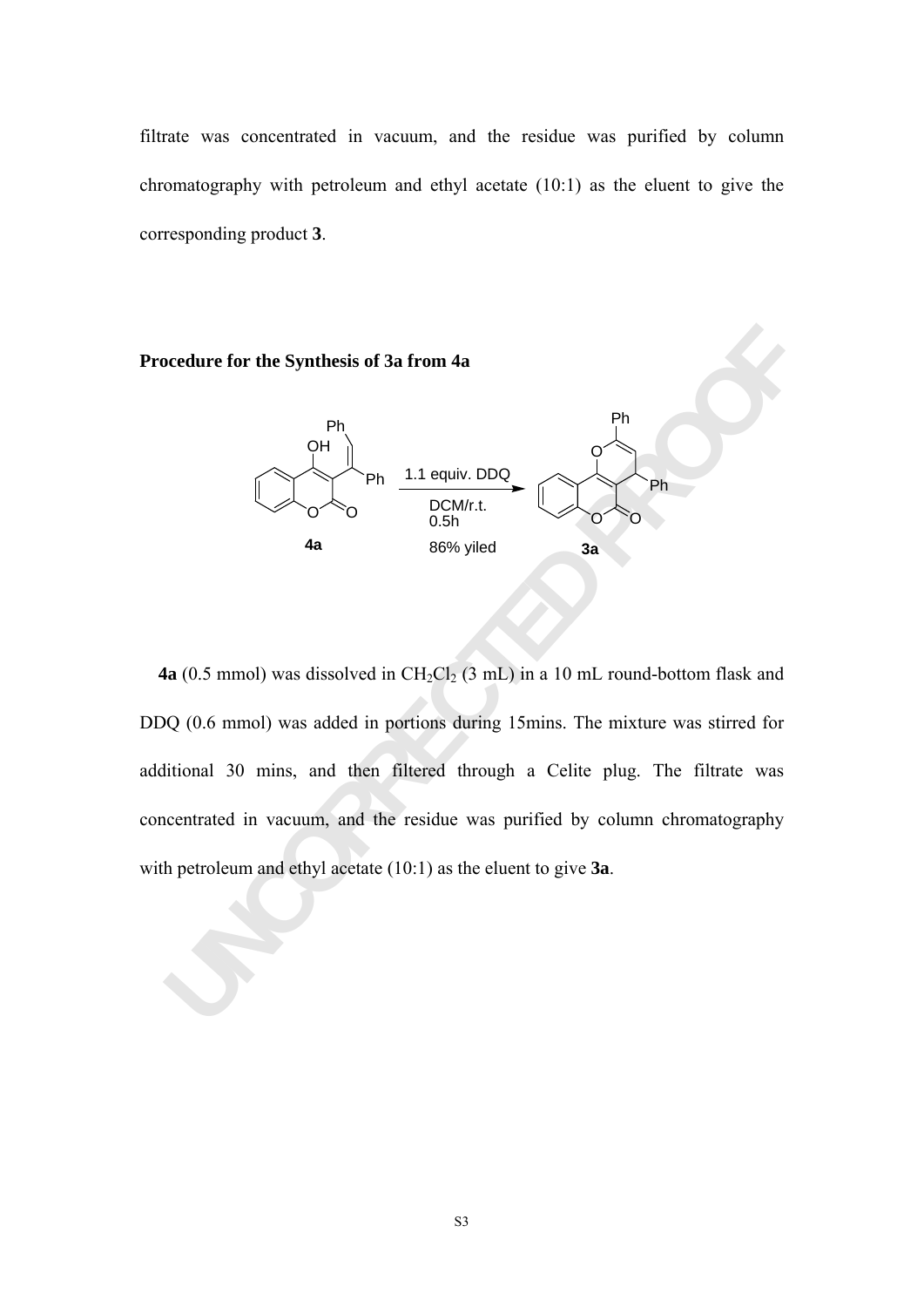filtrate was concentrated in vacuum, and the residue was purified by column chromatography with petroleum and ethyl acetate (10:1) as the eluent to give the corresponding product **3**.

**Procedure for the Synthesis of 3a from 4a**

**4a** (0.5 mmol) was dissolved in $CH_2Cl_2$ (3 mL) in a 10 mL round-bottom flask and DDQ (0.6 mmol) was added in portions during 15mins. The mixture was stirred for additional 30 mins, and then filtered through a Celite plug. The filtrate was concentrated in vacuum, and the residue was purified by column chromatography with petroleum and ethyl acetate (10:1) as the eluent to give **3a**.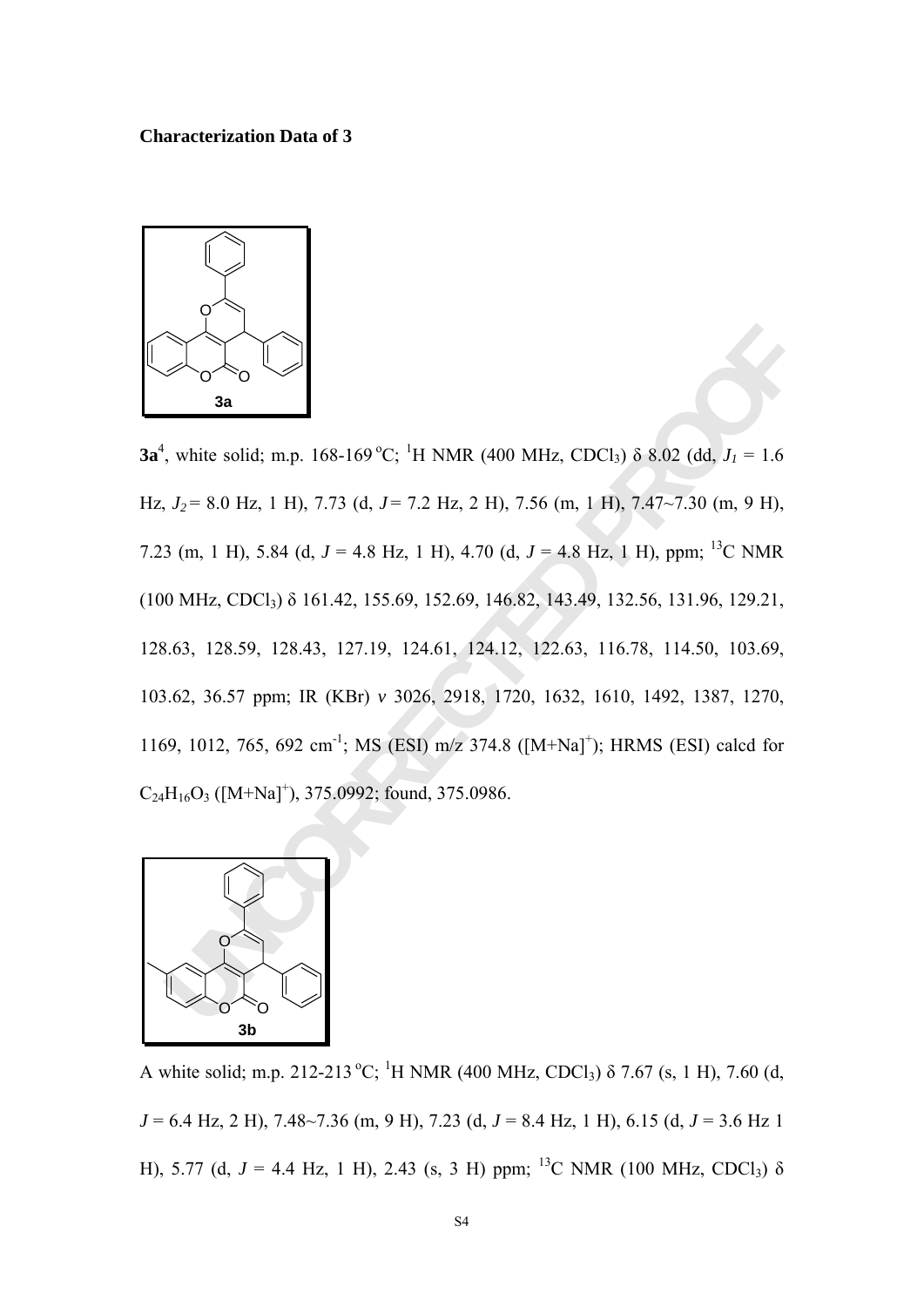**Characterization Data of 3**

**3a**[4], white solid; m.p. 168-169 °C; $^1$H NMR (400 MHz, $CDCl_3$) δ 8.02 (dd, $J_1$ = 1.6 Hz, $J_2$ = 8.0 Hz, 1 H), 7.73 (d, $J$ = 7.2 Hz, 2 H), 7.56 (m, 1 H), 7.47~7.30 (m, 9 H), 7.23 (m, 1 H), 5.84 (d, $J$ = 4.8 Hz, 1 H), 4.70 (d, $J$ = 4.8 Hz, 1 H), ppm; $^{13}$C NMR (100 MHz, $CDCl_3$) δ 161.42, 155.69, 152.69, 146.82, 143.49, 132.56, 131.96, 129.21, 128.63, 128.59, 128.43, 127.19, 124.61, 124.12, 122.63, 116.78, 114.50, 103.69, 103.62, 36.57 ppm; IR (KBr) $v$ 3026, 2918, 1720, 1632, 1610, 1492, 1387, 1270, 1169, 1012, 765, 692 cm$^{-1}$; MS (ESI) m/z 374.8 ([M+Na]$^+$); HRMS (ESI) calcd for $C_{24}H_{16}O_3$ ([M+Na]$^+$), 375.0992; found, 375.0986.

A white solid; m.p. 212-213 °C; $^1$H NMR (400 MHz, $CDCl_3$) δ 7.67 (s, 1 H), 7.60 (d, $J$ = 6.4 Hz, 2 H), 7.48~7.36 (m, 9 H), 7.23 (d, $J$ = 8.4 Hz, 1 H), 6.15 (d, $J$ = 3.6 Hz 1 H), 5.77 (d, $J$ = 4.4 Hz, 1 H), 2.43 (s, 3 H) ppm; $^{13}$C NMR (100 MHz, $CDCl_3$) δ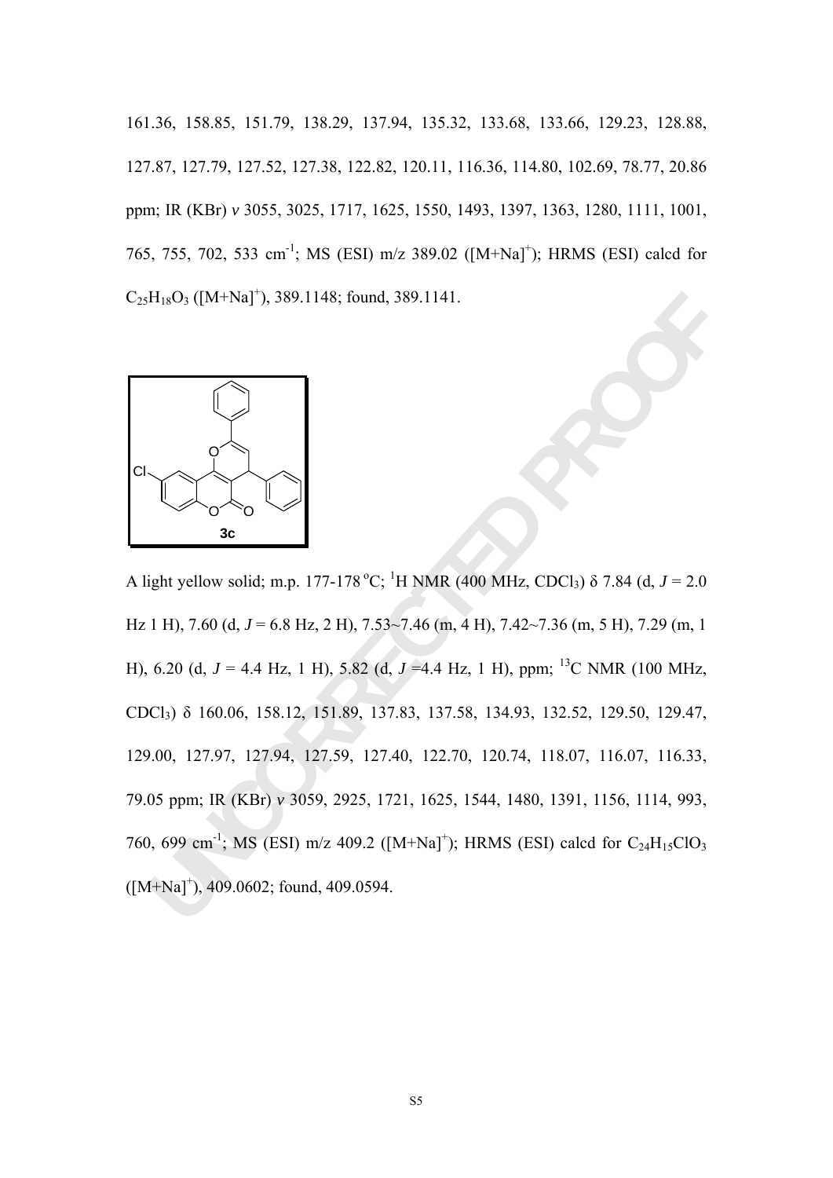161.36, 158.85, 151.79, 138.29, 137.94, 135.32, 133.68, 133.66, 129.23, 128.88, 127.87, 127.79, 127.52, 127.38, 122.82, 120.11, 116.36, 114.80, 102.69, 78.77, 20.86 ppm; IR (KBr) *v* 3055, 3025, 1717, 1625, 1550, 1493, 1397, 1363, 1280, 1111, 1001, 765, 755, 702, 533 cm$^{-1}$; MS (ESI) m/z 389.02 ([M+Na]$^+$); HRMS (ESI) calcd for $C_{25}H_{18}O_3$ ([M+Na]$^+$), 389.1148; found, 389.1141.

**3c**

A light yellow solid; m.p. 177-178 $^o$C; $^1$H NMR (400 MHz, $CDCl_3$) δ 7.84 (d, *J* = 2.0 Hz 1 H), 7.60 (d, *J* = 6.8 Hz, 2 H), 7.53~7.46 (m, 4 H), 7.42~7.36 (m, 5 H), 7.29 (m, 1 H), 6.20 (d, *J* = 4.4 Hz, 1 H), 5.82 (d, *J* =4.4 Hz, 1 H), ppm; $^{13}$C NMR (100 MHz, $CDCl_3$) δ 160.06, 158.12, 151.89, 137.83, 137.58, 134.93, 132.52, 129.50, 129.47, 129.00, 127.97, 127.94, 127.59, 127.40, 122.70, 120.74, 118.07, 116.07, 116.33, 79.05 ppm; IR (KBr) *v* 3059, 2925, 1721, 1625, 1544, 1480, 1391, 1156, 1114, 993, 760, 699 cm$^{-1}$; MS (ESI) m/z 409.2 ([M+Na]$^+$); HRMS (ESI) calcd for $C_{24}H_{15}ClO_3$ ([M+Na]$^+$), 409.0602; found, 409.0594.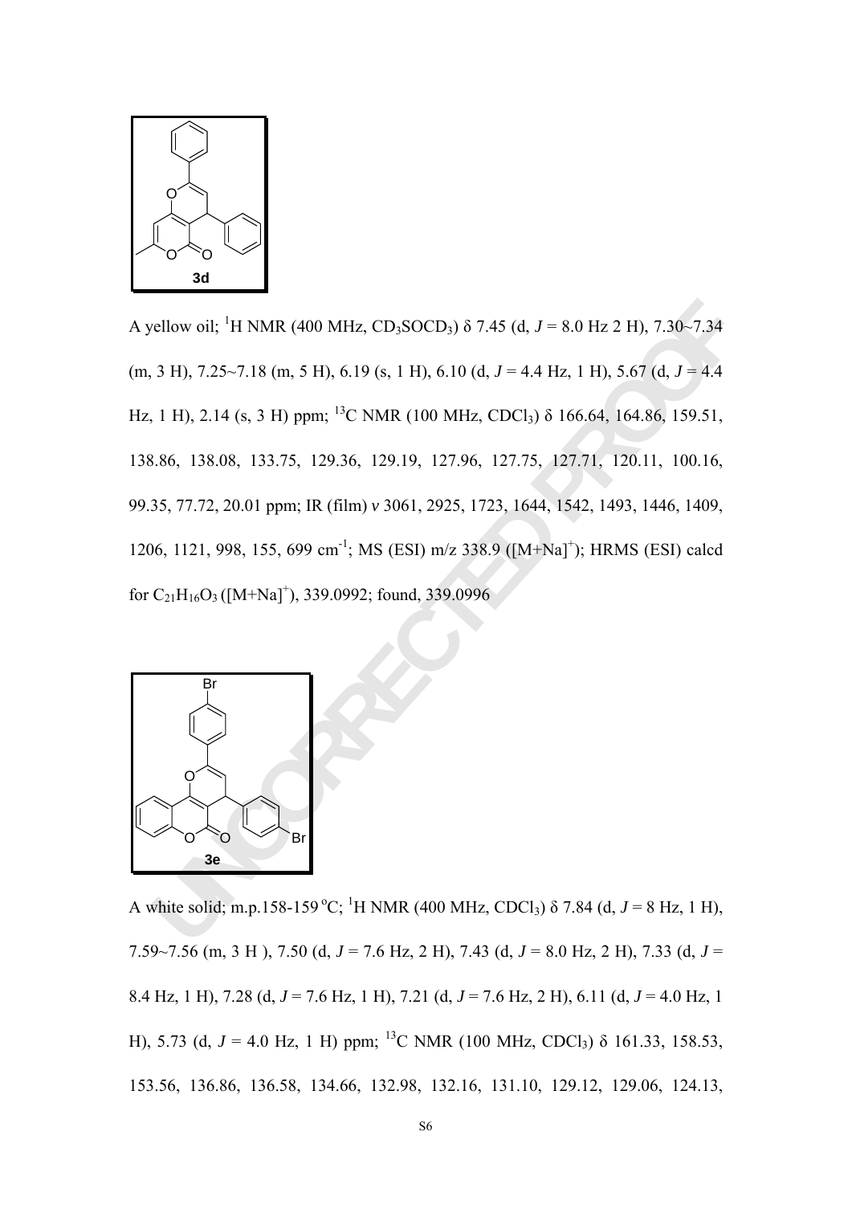**3d**

A yellow oil; $^{1}$H NMR (400 MHz, $CD_3SOCD_3$) δ 7.45 (d, *J* = 8.0 Hz 2 H), 7.30~7.34 (m, 3 H), 7.25~7.18 (m, 5 H), 6.19 (s, 1 H), 6.10 (d, *J* = 4.4 Hz, 1 H), 5.67 (d, *J* = 4.4 Hz, 1 H), 2.14 (s, 3 H) ppm; $^{13}$C NMR (100 MHz, $CDCl_3$) δ 166.64, 164.86, 159.51, 138.86, 138.08, 133.75, 129.36, 129.19, 127.96, 127.75, 127.71, 120.11, 100.16, 99.35, 77.72, 20.01 ppm; IR (film) *v* 3061, 2925, 1723, 1644, 1542, 1493, 1446, 1409, 1206, 1121, 998, 155, 699 cm$^{-1}$; MS (ESI) m/z 338.9 ([M+Na]$^{+}$); HRMS (ESI) calcd for $C_{21}H_{16}O_3$ ([M+Na]$^{+}$), 339.0992; found, 339.0996

**3e**

A white solid; m.p.158-159 °C; $^{1}$H NMR (400 MHz, $CDCl_3$) δ 7.84 (d, *J* = 8 Hz, 1 H), 7.59~7.56 (m, 3 H ), 7.50 (d, *J* = 7.6 Hz, 2 H), 7.43 (d, *J* = 8.0 Hz, 2 H), 7.33 (d, *J* = 8.4 Hz, 1 H), 7.28 (d, *J* = 7.6 Hz, 1 H), 7.21 (d, *J* = 7.6 Hz, 2 H), 6.11 (d, *J* = 4.0 Hz, 1 H), 5.73 (d, *J* = 4.0 Hz, 1 H) ppm; $^{13}$C NMR (100 MHz, $CDCl_3$) δ 161.33, 158.53, 153.56, 136.86, 136.58, 134.66, 132.98, 132.16, 131.10, 129.12, 129.06, 124.13,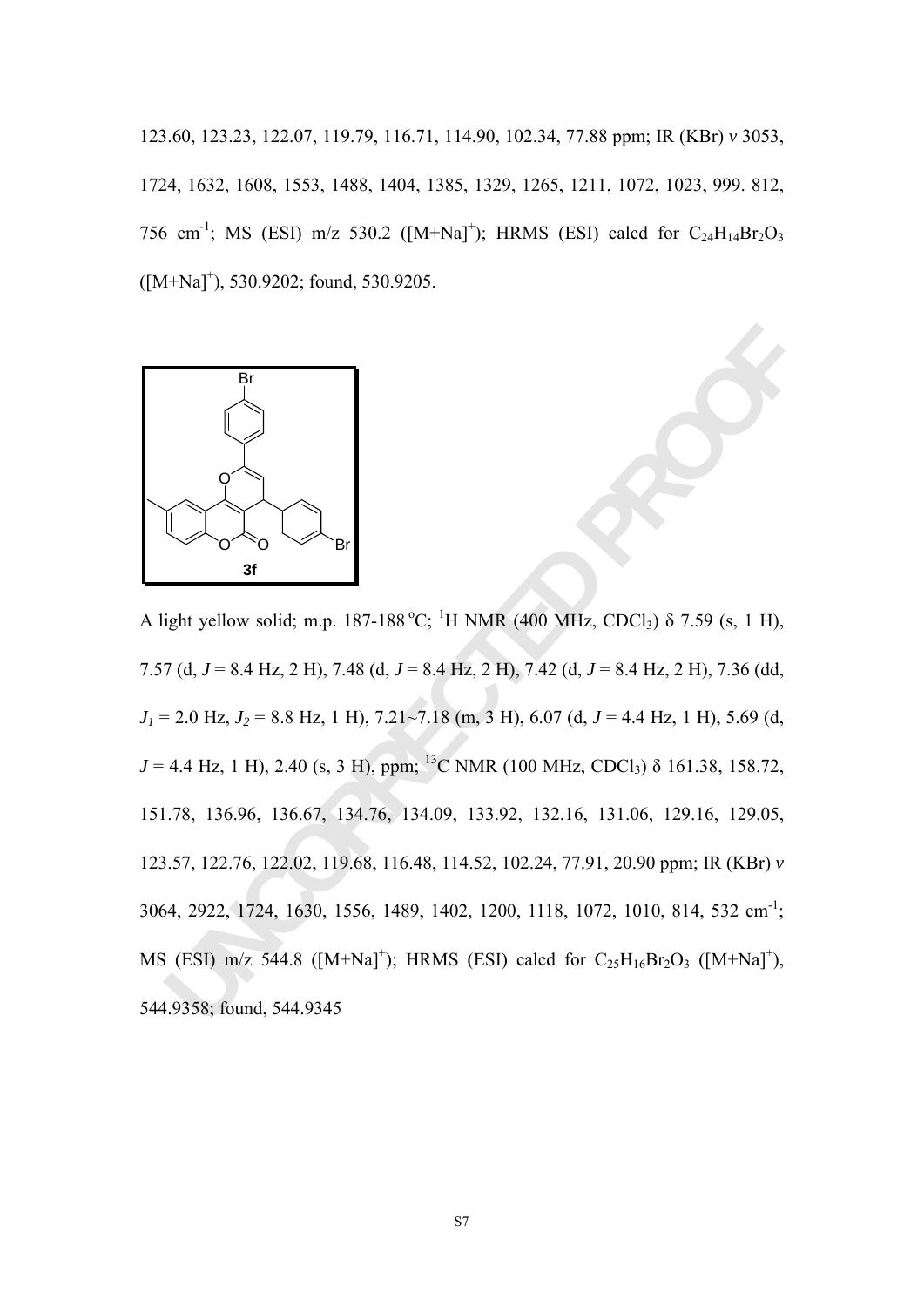123.60, 123.23, 122.07, 119.79, 116.71, 114.90, 102.34, 77.88 ppm; IR (KBr) *v* 3053, 1724, 1632, 1608, 1553, 1488, 1404, 1385, 1329, 1265, 1211, 1072, 1023, 999. 812, 756 cm$^{-1}$; MS (ESI) m/z 530.2 ([M+Na]$^+$); HRMS (ESI) calcd for $C_{24}H_{14}Br_2O_3$ ([M+Na]$^+$), 530.9202; found, 530.9205.

**3f**

A light yellow solid; m.p. 187-188 $^o$C; $^1$H NMR (400 MHz, CDCl$_3$) δ 7.59 (s, 1 H), 7.57 (d, *J* = 8.4 Hz, 2 H), 7.48 (d, *J* = 8.4 Hz, 2 H), 7.42 (d, *J* = 8.4 Hz, 2 H), 7.36 (dd, $J_1$ = 2.0 Hz, $J_2$ = 8.8 Hz, 1 H), 7.21~7.18 (m, 3 H), 6.07 (d, *J* = 4.4 Hz, 1 H), 5.69 (d, *J* = 4.4 Hz, 1 H), 2.40 (s, 3 H), ppm; $^{13}$C NMR (100 MHz, CDCl$_3$) δ 161.38, 158.72, 151.78, 136.96, 136.67, 134.76, 134.09, 133.92, 132.16, 131.06, 129.16, 129.05, 123.57, 122.76, 122.02, 119.68, 116.48, 114.52, 102.24, 77.91, 20.90 ppm; IR (KBr) *v* 3064, 2922, 1724, 1630, 1556, 1489, 1402, 1200, 1118, 1072, 1010, 814, 532 cm$^{-1}$; MS (ESI) m/z 544.8 ([M+Na]$^+$); HRMS (ESI) calcd for $C_{25}H_{16}Br_2O_3$ ([M+Na]$^+$), 544.9358; found, 544.9345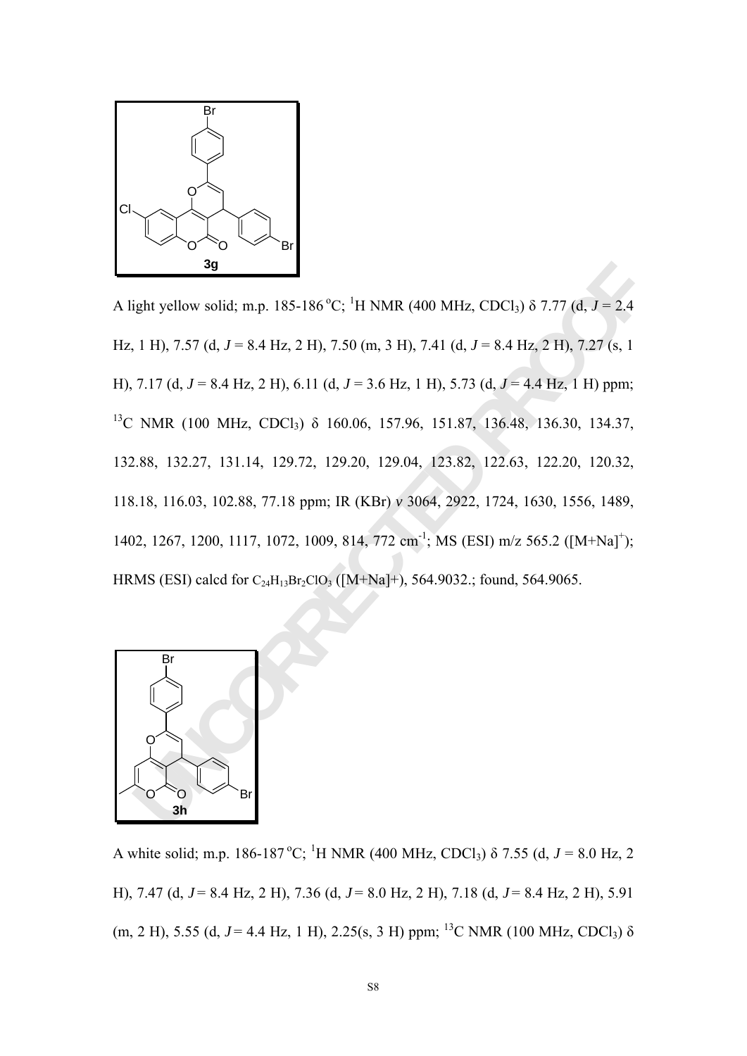**3g**

A light yellow solid; m.p. 185-186 °C; $^{1}$H NMR (400 MHz, $CDCl_3$) δ 7.77 (d, *J* = 2.4 Hz, 1 H), 7.57 (d, *J* = 8.4 Hz, 2 H), 7.50 (m, 3 H), 7.41 (d, *J* = 8.4 Hz, 2 H), 7.27 (s, 1 H), 7.17 (d, *J* = 8.4 Hz, 2 H), 6.11 (d, *J* = 3.6 Hz, 1 H), 5.73 (d, *J* = 4.4 Hz, 1 H) ppm; $^{13}$C NMR (100 MHz, $CDCl_3$) δ 160.06, 157.96, 151.87, 136.48, 136.30, 134.37, 132.88, 132.27, 131.14, 129.72, 129.20, 129.04, 123.82, 122.63, 122.20, 120.32, 118.18, 116.03, 102.88, 77.18 ppm; IR (KBr) *v* 3064, 2922, 1724, 1630, 1556, 1489, 1402, 1267, 1200, 1117, 1072, 1009, 814, 772 cm$^{-1}$; MS (ESI) m/z 565.2 ([M+Na]$^{+}$); HRMS (ESI) calcd for $C_{24}H_{13}Br_2ClO_3$ ([M+Na]+), 564.9032.; found, 564.9065.

**3h**

A white solid; m.p. 186-187 °C; $^{1}$H NMR (400 MHz, $CDCl_3$) δ 7.55 (d, *J* = 8.0 Hz, 2 H), 7.47 (d, *J* = 8.4 Hz, 2 H), 7.36 (d, *J* = 8.0 Hz, 2 H), 7.18 (d, *J* = 8.4 Hz, 2 H), 5.91 (m, 2 H), 5.55 (d, *J* = 4.4 Hz, 1 H), 2.25(s, 3 H) ppm; $^{13}$C NMR (100 MHz, $CDCl_3$) δ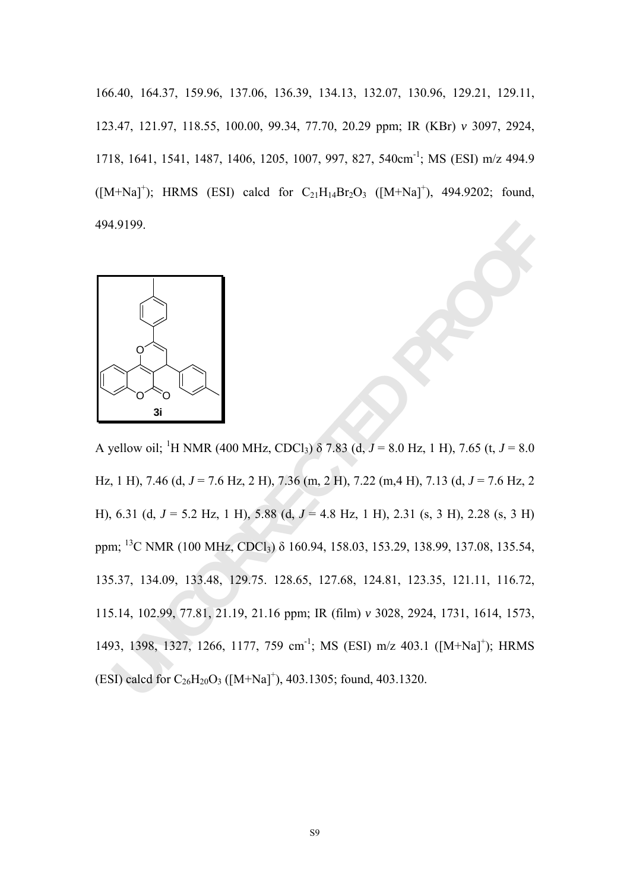166.40, 164.37, 159.96, 137.06, 136.39, 134.13, 132.07, 130.96, 129.21, 129.11, 123.47, 121.97, 118.55, 100.00, 99.34, 77.70, 20.29 ppm; IR (KBr) *v* 3097, 2924, 1718, 1641, 1541, 1487, 1406, 1205, 1007, 997, 827, 540cm$^{-1}$; MS (ESI) m/z 494.9 ([M+Na]$^+$); HRMS (ESI) calcd for $C_{21}H_{14}Br_2O_3$ ([M+Na]$^+$), 494.9202; found, 494.9199.

**3i**

A yellow oil; $^1$H NMR (400 MHz, $CDCl_3$) δ 7.83 (d, *J* = 8.0 Hz, 1 H), 7.65 (t, *J* = 8.0 Hz, 1 H), 7.46 (d, *J* = 7.6 Hz, 2 H), 7.36 (m, 2 H), 7.22 (m,4 H), 7.13 (d, *J* = 7.6 Hz, 2 H), 6.31 (d, *J* = 5.2 Hz, 1 H), 5.88 (d, *J* = 4.8 Hz, 1 H), 2.31 (s, 3 H), 2.28 (s, 3 H) ppm; $^{13}$C NMR (100 MHz, $CDCl_3$) δ 160.94, 158.03, 153.29, 138.99, 137.08, 135.54, 135.37, 134.09, 133.48, 129.75. 128.65, 127.68, 124.81, 123.35, 121.11, 116.72, 115.14, 102.99, 77.81, 21.19, 21.16 ppm; IR (film) *v* 3028, 2924, 1731, 1614, 1573, 1493, 1398, 1327, 1266, 1177, 759 cm$^{-1}$; MS (ESI) m/z 403.1 ([M+Na]$^+$); HRMS (ESI) calcd for $C_{26}H_{20}O_3$ ([M+Na]$^+$), 403.1305; found, 403.1320.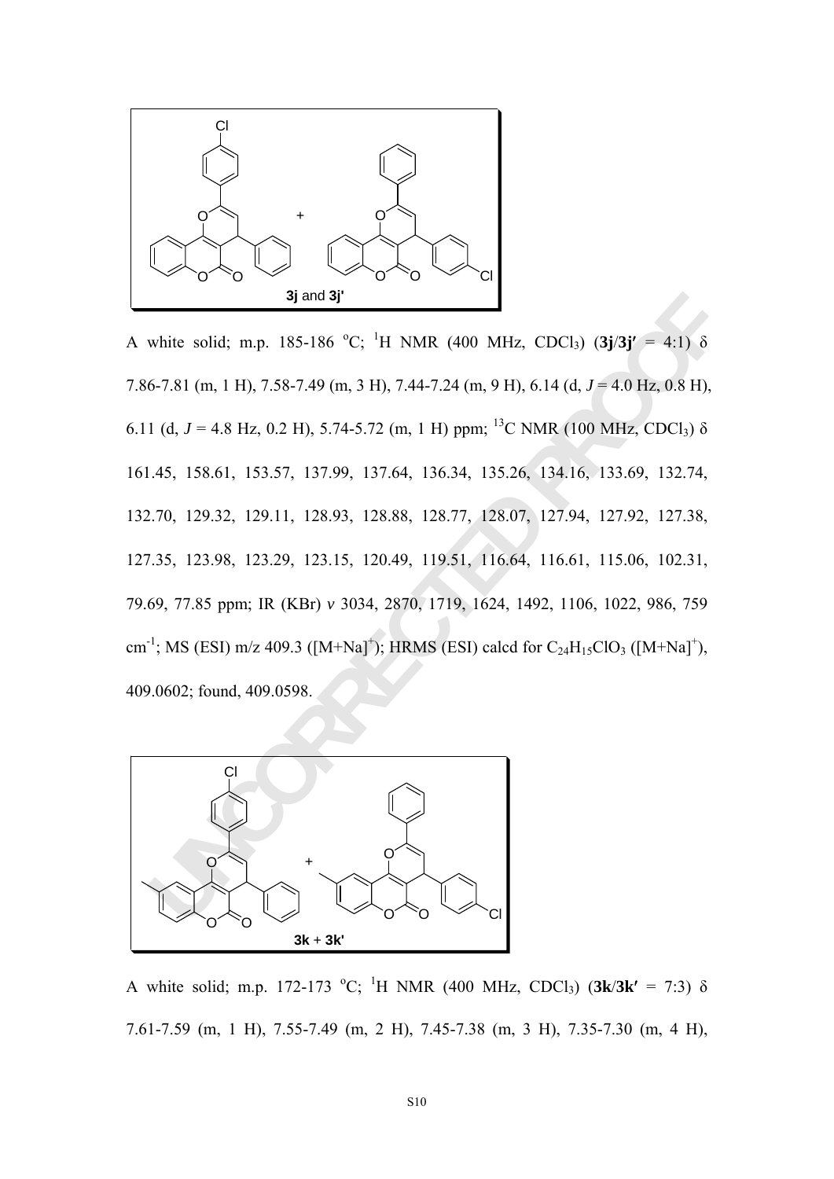**3j** and **3j'**

A white solid; m.p. 185-186 °C; $^1$H NMR (400 MHz, CDCl$_3$) (**3j**/**3j′** = 4:1) δ 7.86-7.81 (m, 1 H), 7.58-7.49 (m, 3 H), 7.44-7.24 (m, 9 H), 6.14 (d, *J* = 4.0 Hz, 0.8 H), 6.11 (d, *J* = 4.8 Hz, 0.2 H), 5.74-5.72 (m, 1 H) ppm; $^{13}$C NMR (100 MHz, CDCl$_3$) δ 161.45, 158.61, 153.57, 137.99, 137.64, 136.34, 135.26, 134.16, 133.69, 132.74, 132.70, 129.32, 129.11, 128.93, 128.88, 128.77, 128.07, 127.94, 127.92, 127.38, 127.35, 123.98, 123.29, 123.15, 120.49, 119.51, 116.64, 116.61, 115.06, 102.31, 79.69, 77.85 ppm; IR (KBr) *ν* 3034, 2870, 1719, 1624, 1492, 1106, 1022, 986, 759 cm$^{-1}$; MS (ESI) m/z 409.3 ([M+Na]$^+$); HRMS (ESI) calcd for $C_{24}H_{15}ClO_3$ ([M+Na]$^+$), 409.0602; found, 409.0598.

**3k** + **3k'**

A white solid; m.p. 172-173 °C; $^1$H NMR (400 MHz, CDCl$_3$) (**3k**/**3k′** = 7:3) δ 7.61-7.59 (m, 1 H), 7.55-7.49 (m, 2 H), 7.45-7.38 (m, 3 H), 7.35-7.30 (m, 4 H),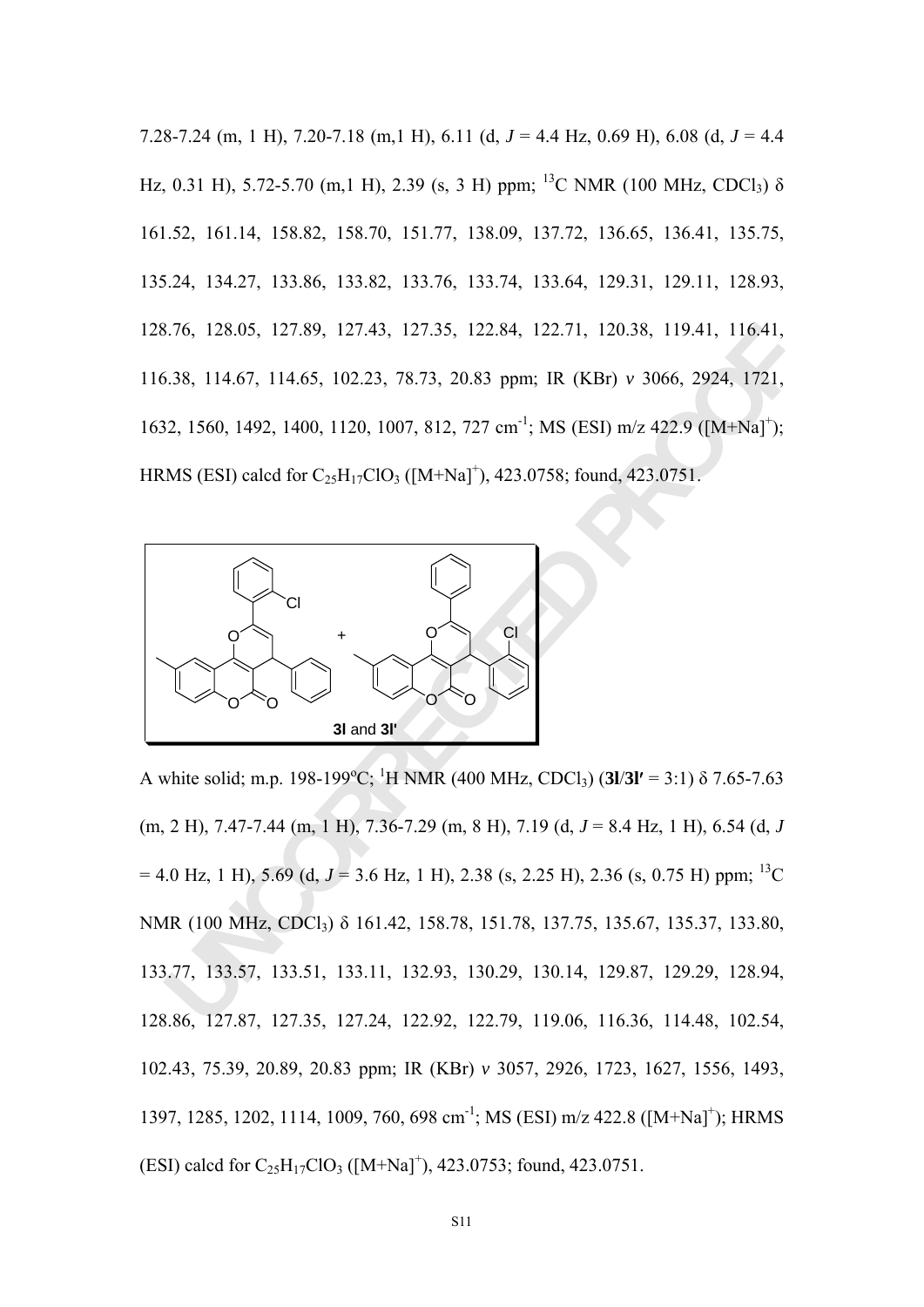7.28-7.24 (m, 1 H), 7.20-7.18 (m,1 H), 6.11 (d, *J* = 4.4 Hz, 0.69 H), 6.08 (d, *J* = 4.4 Hz, 0.31 H), 5.72-5.70 (m,1 H), 2.39 (s, 3 H) ppm; $^{13}$C NMR (100 MHz, $CDCl_3$) δ 161.52, 161.14, 158.82, 158.70, 151.77, 138.09, 137.72, 136.65, 136.41, 135.75, 135.24, 134.27, 133.86, 133.82, 133.76, 133.74, 133.64, 129.31, 129.11, 128.93, 128.76, 128.05, 127.89, 127.43, 127.35, 122.84, 122.71, 120.38, 119.41, 116.41, 116.38, 114.67, 114.65, 102.23, 78.73, 20.83 ppm; IR (KBr) *v* 3066, 2924, 1721, 1632, 1560, 1492, 1400, 1120, 1007, 812, 727 cm$^{-1}$; MS (ESI) m/z 422.9 ([M+Na]$^+$); HRMS (ESI) calcd for $C_{25}H_{17}ClO_3$ ([M+Na]$^+$), 423.0758; found, 423.0751.

**3l** and **3l'**

A white solid; m.p. 198-199$^o$C; $^1$H NMR (400 MHz, $CDCl_3$) (**3l**/**3l'** = 3:1) δ 7.65-7.63 (m, 2 H), 7.47-7.44 (m, 1 H), 7.36-7.29 (m, 8 H), 7.19 (d, *J* = 8.4 Hz, 1 H), 6.54 (d, *J* = 4.0 Hz, 1 H), 5.69 (d, *J* = 3.6 Hz, 1 H), 2.38 (s, 2.25 H), 2.36 (s, 0.75 H) ppm; $^{13}$C NMR (100 MHz, $CDCl_3$) δ 161.42, 158.78, 151.78, 137.75, 135.67, 135.37, 133.80, 133.77, 133.57, 133.51, 133.11, 132.93, 130.29, 130.14, 129.87, 129.29, 128.94, 128.86, 127.87, 127.35, 127.24, 122.92, 122.79, 119.06, 116.36, 114.48, 102.54, 102.43, 75.39, 20.89, 20.83 ppm; IR (KBr) *v* 3057, 2926, 1723, 1627, 1556, 1493, 1397, 1285, 1202, 1114, 1009, 760, 698 cm$^{-1}$; MS (ESI) m/z 422.8 ([M+Na]$^+$); HRMS (ESI) calcd for $C_{25}H_{17}ClO_3$ ([M+Na]$^+$), 423.0753; found, 423.0751.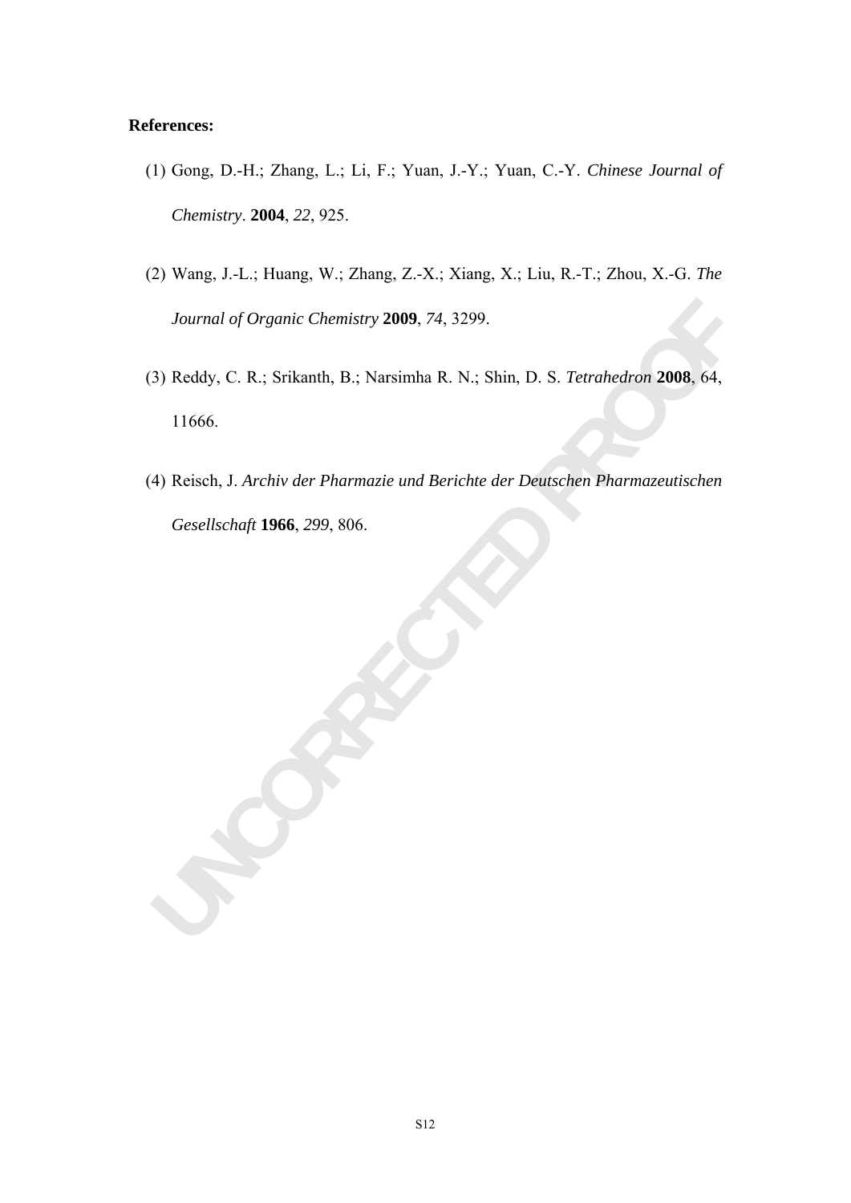**References:**

(1) Gong, D.-H.; Zhang, L.; Li, F.; Yuan, J.-Y.; Yuan, C.-Y. *Chinese Journal of Chemistry*. **2004**, *22*, 925.

(2) Wang, J.-L.; Huang, W.; Zhang, Z.-X.; Xiang, X.; Liu, R.-T.; Zhou, X.-G. *The Journal of Organic Chemistry* **2009**, *74*, 3299.

(3) Reddy, C. R.; Srikanth, B.; Narsimha R. N.; Shin, D. S. *Tetrahedron* **2008**, 64, 11666.

(4) Reisch, J. *Archiv der Pharmazie und Berichte der Deutschen Pharmazeutischen Gesellschaft* **1966**, *299*, 806.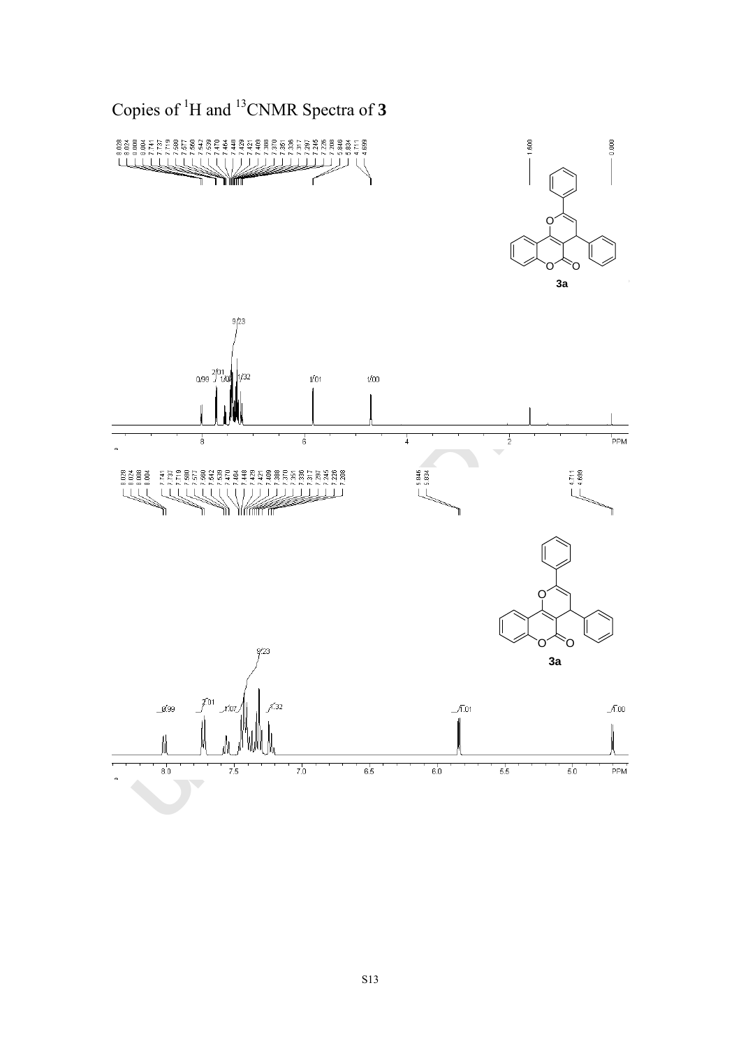Copies of $^1H$ and $^{13}C$NMR Spectra of **3**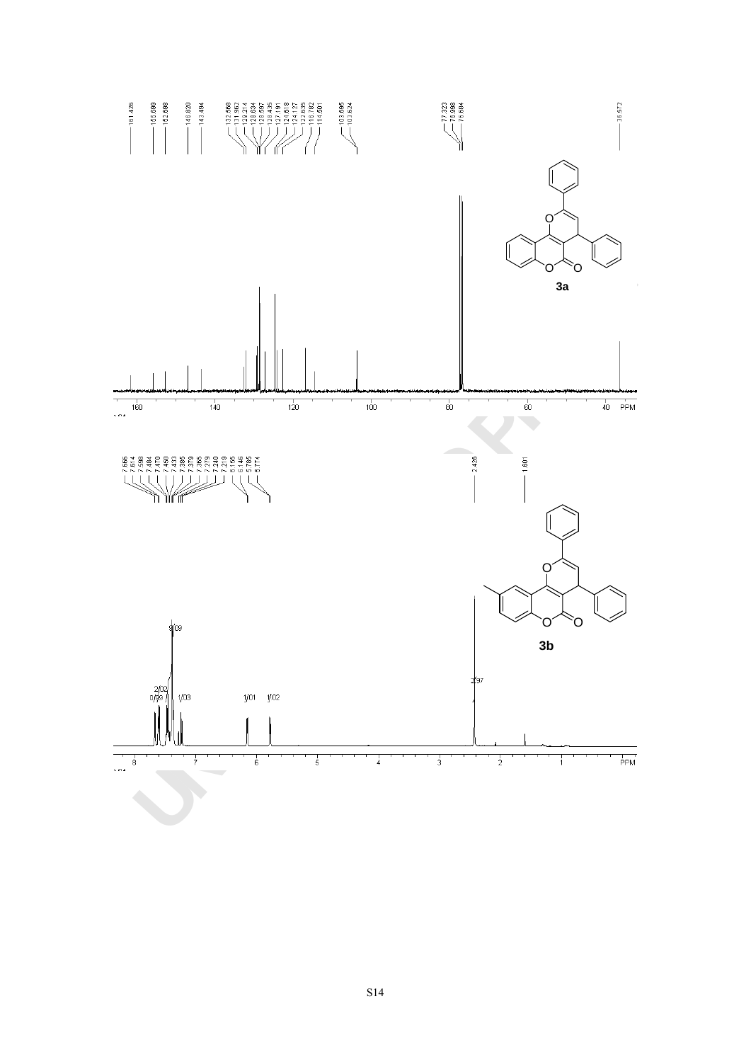161.426
155.090
152.698
146.820
143.494
132.560
131.962
129.214
128.834
128.597
128.435
127.191
124.618
124.127
122.635
116.782
114.501
103.695
103.624
77.323
76.998
76.684
35.572

**3a**

160 140 120 100 80 60 40 PPM

7.666
7.614
7.598
7.484
7.470
7.450
7.433
7.395
7.379
7.365
7.279
7.240
7.219
6.155
6.146
5.785
5.774
2.426
1.601

**3b**

0.99 2.02 9.09 1.03 1.01 1.02 2.97

8 7 6 5 4 3 2 1 PPM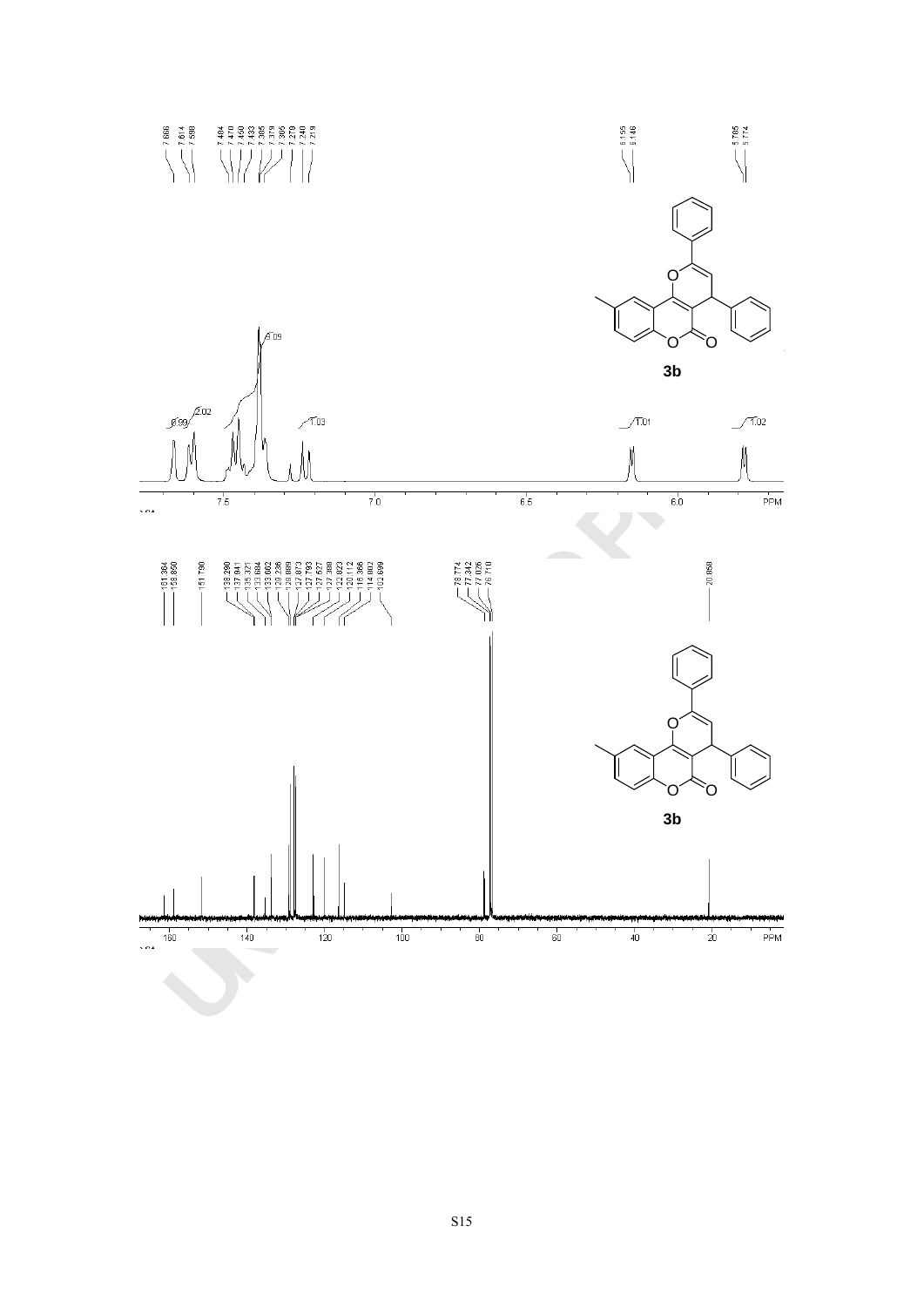7.666
7.614
7.598
7.484
7.470
7.450
7.433
7.385
7.379
7.366
7.279
7.240
7.219

6.155
6.146

5.785
5.774

0.99 2.02 9.09 1.03 1.01 1.02

7.5 7.0 6.5 6.0 PPM

**3b**

161.364
158.850
151.790
138.290
137.941
135.321
133.684
133.602
129.236
128.889
127.873
127.793
127.527
127.388
122.823
120.112
116.366
114.802
102.699

78.774
77.342
77.026
76.710

20.858

160 140 120 100 80 60 40 20 PPM

**3b**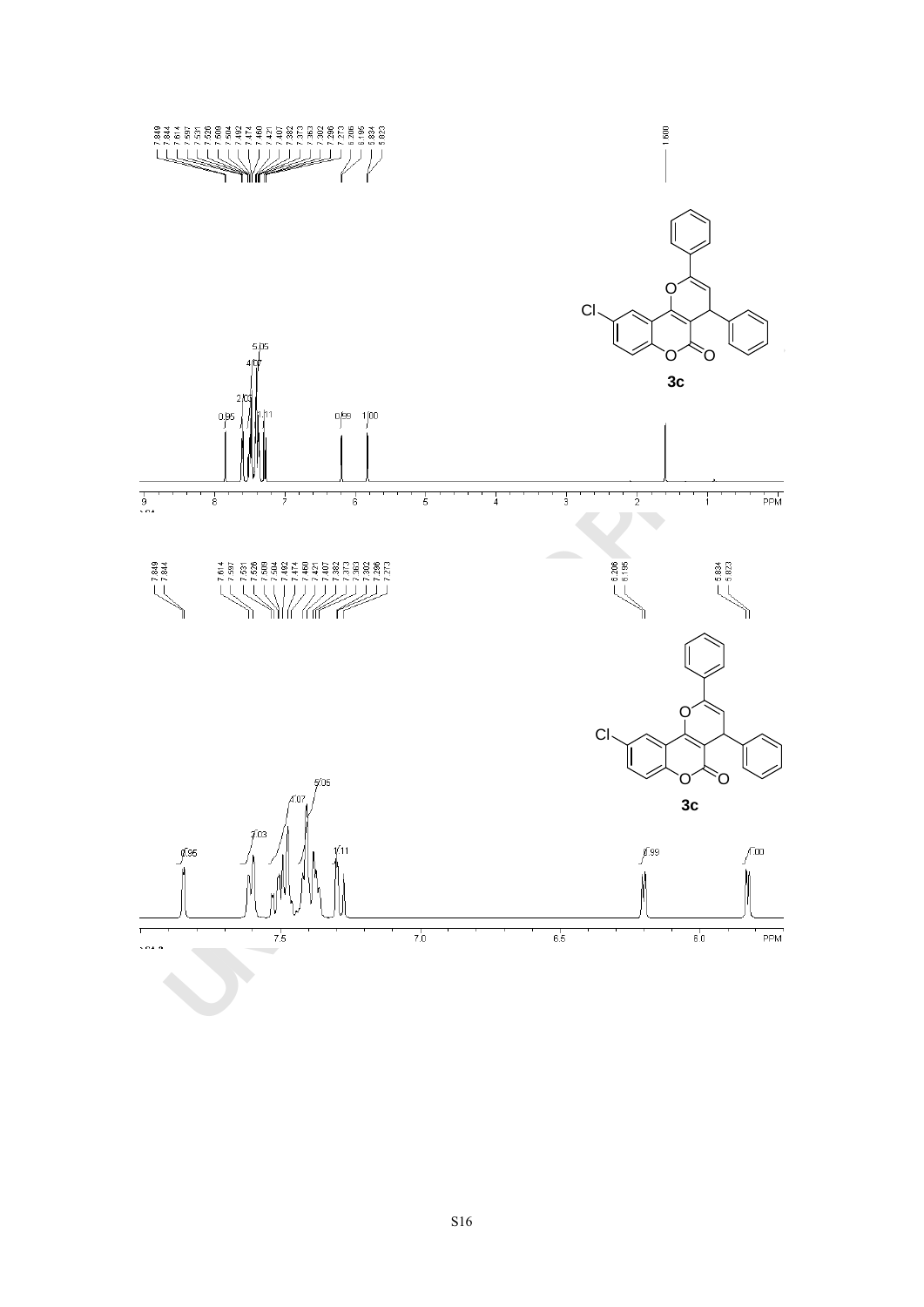7.849
7.844
7.614
7.597
7.531
7.526
7.509
7.504
7.492
7.474
7.460
7.421
7.407
7.382
7.373
7.363
7.302
7.296
7.273
6.206
6.195
5.834
5.823

1.600

Cl

O

O

O

**3c**

0.95 2.03 4.07 5.05 1.11 0.99 1.00

9 8 7 6 5 4 3 2 1 PPM

7.849
7.844

7.614
7.597
7.531
7.526
7.509
7.504
7.492
7.474
7.460
7.421
7.407
7.382
7.373
7.363
7.302
7.296
7.273

6.206
6.195

5.834
5.823

Cl

O

O

O

**3c**

0.95 2.03 4.07 5.05 1.11 0.99 1.00

7.5 7.0 6.5 6.0 PPM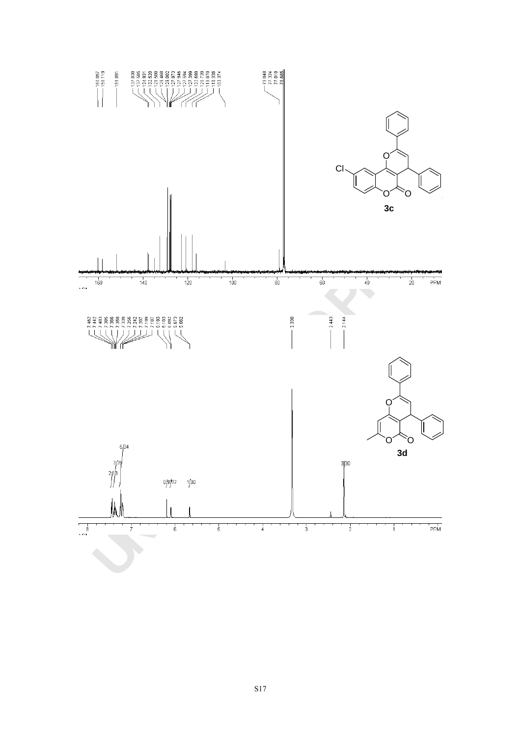160.057
158.119
151.891
137.830
137.585
134.931
132.520
129.500
129.468
129.002
127.973
127.946
127.594
127.399
122.699
120.739
118.070
116.336
103.374
79.048
77.324
77.010
76.685

Cl

**3c**

160 140 120 100 80 60 40 20 PPM

7.462
7.442
7.403
7.385
7.366
7.359
7.339
7.256
7.242
7.207
7.199
7.187
6.193
6.103
6.092
5.673
5.662
3.330
2.443
2.144

**3d**

2.13
3.35
5.34
0.91
1.02
1.00
3.30

8 7 6 5 4 3 2 1 PPM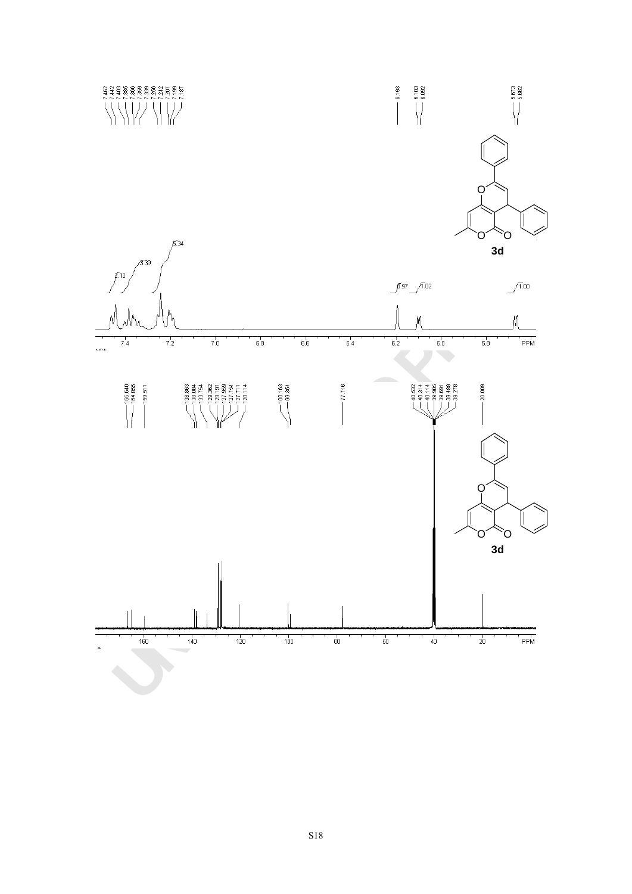7.462
7.442
7.403
7.385
7.366
7.359
7.339
7.256
7.242
7.207
7.199
7.187

6.193

6.103
6.092

5.673
5.662

**3d**

2.13 3.39 5.34 0.97 1.02 1.00

7.4 7.2 7.0 6.8 6.6 6.4 6.2 6.0 5.8 PPM

165.640
164.655
159.511

138.863
138.084
133.754
129.362
129.191
127.959
127.754
127.711
120.114

100.103
99.354

77.716

40.532
40.314
40.114
39.905
39.691
39.489
39.278

20.009

**3d**

160 140 120 100 80 60 40 20 PPM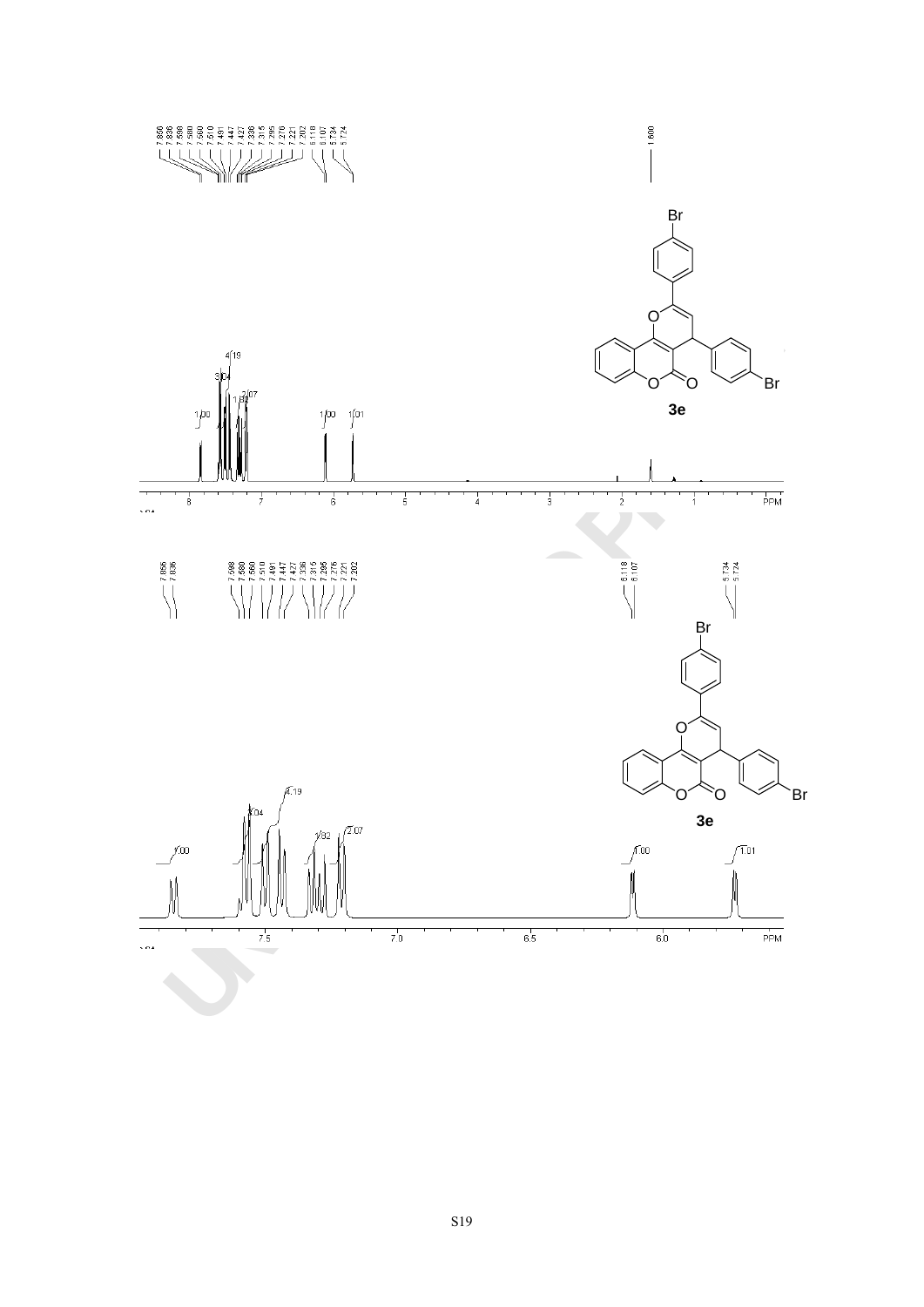7.856
7.836
7.598
7.580
7.560
7.510
7.491
7.447
7.427
7.336
7.315
7.295
7.276
7.221
7.202
6.118
6.107
5.734
5.724

1.600

**3e**

1.00 3.04 4.19 1.82 2.07 1.00 1.01

8 7 6 5 4 3 2 1 PPM

7.856
7.836
7.598
7.580
7.560
7.510
7.491
7.447
7.427
7.336
7.315
7.295
7.276
7.221
7.202

6.118
6.107

5.734
5.724

**3e**

1.00 3.04 4.19 1.82 2.07 1.00 1.01

7.5 7.0 6.5 6.0 PPM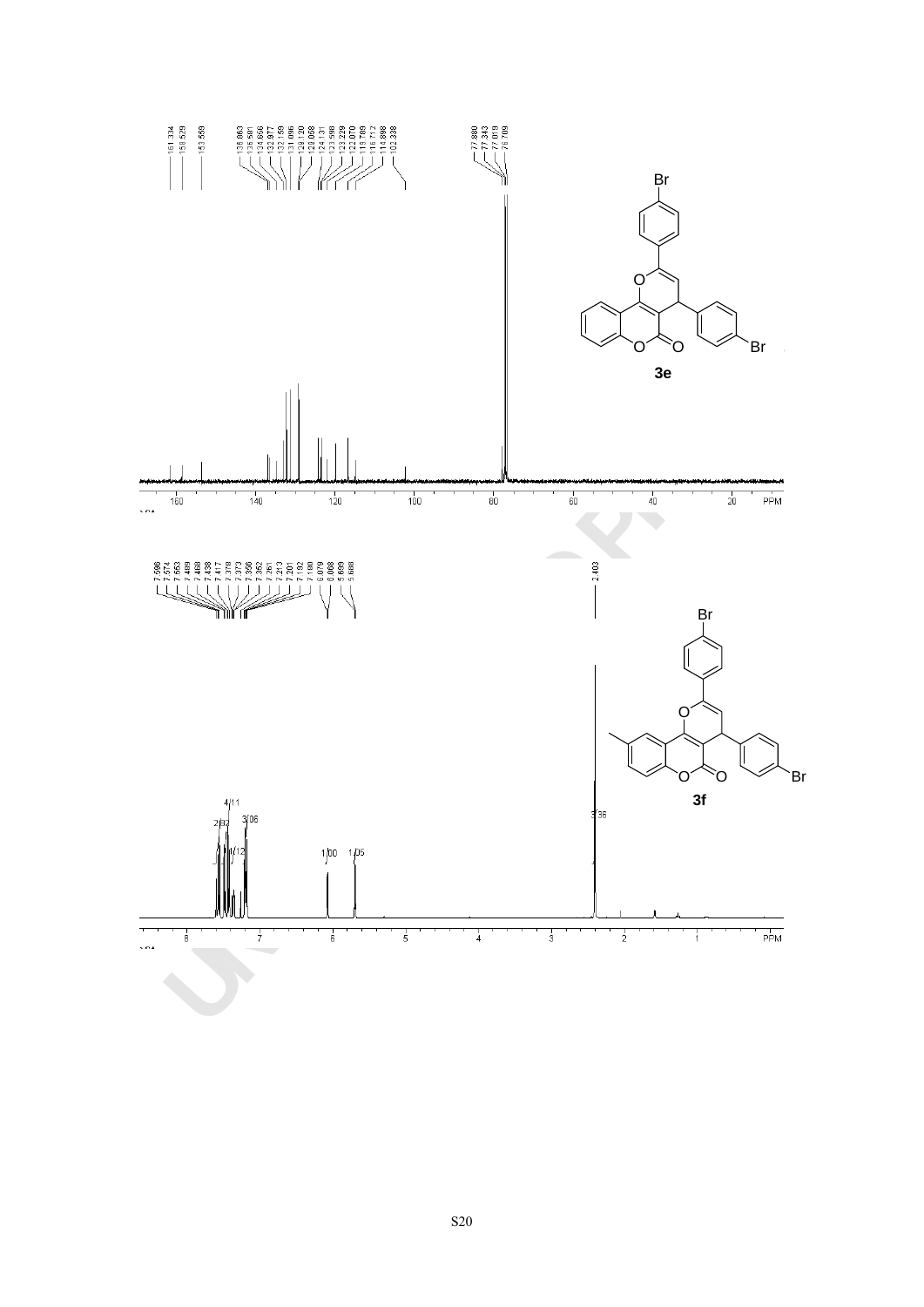161.334
158.529
153.559
136.063
135.581
134.656
132.977
132.159
131.096
129.120
128.068
124.131
123.598
122.229
120.070
118.789
116.712
114.898
102.338
77.880
77.343
77.019
76.709

Br

O

O O

Br

**3e**

160 140 120 100 80 60 40 20 PPM

7.596
7.574
7.553
7.499
7.488
7.438
7.417
7.378
7.373
7.356
7.362
7.261
7.213
7.201
7.192
7.180
6.079
6.068
5.699
5.688

2.403

Br

O

O O

Br

**3f**

4.11
2.82
3.06
1.12
1.00 1.05
3.36

8 7 6 5 4 3 2 1 PPM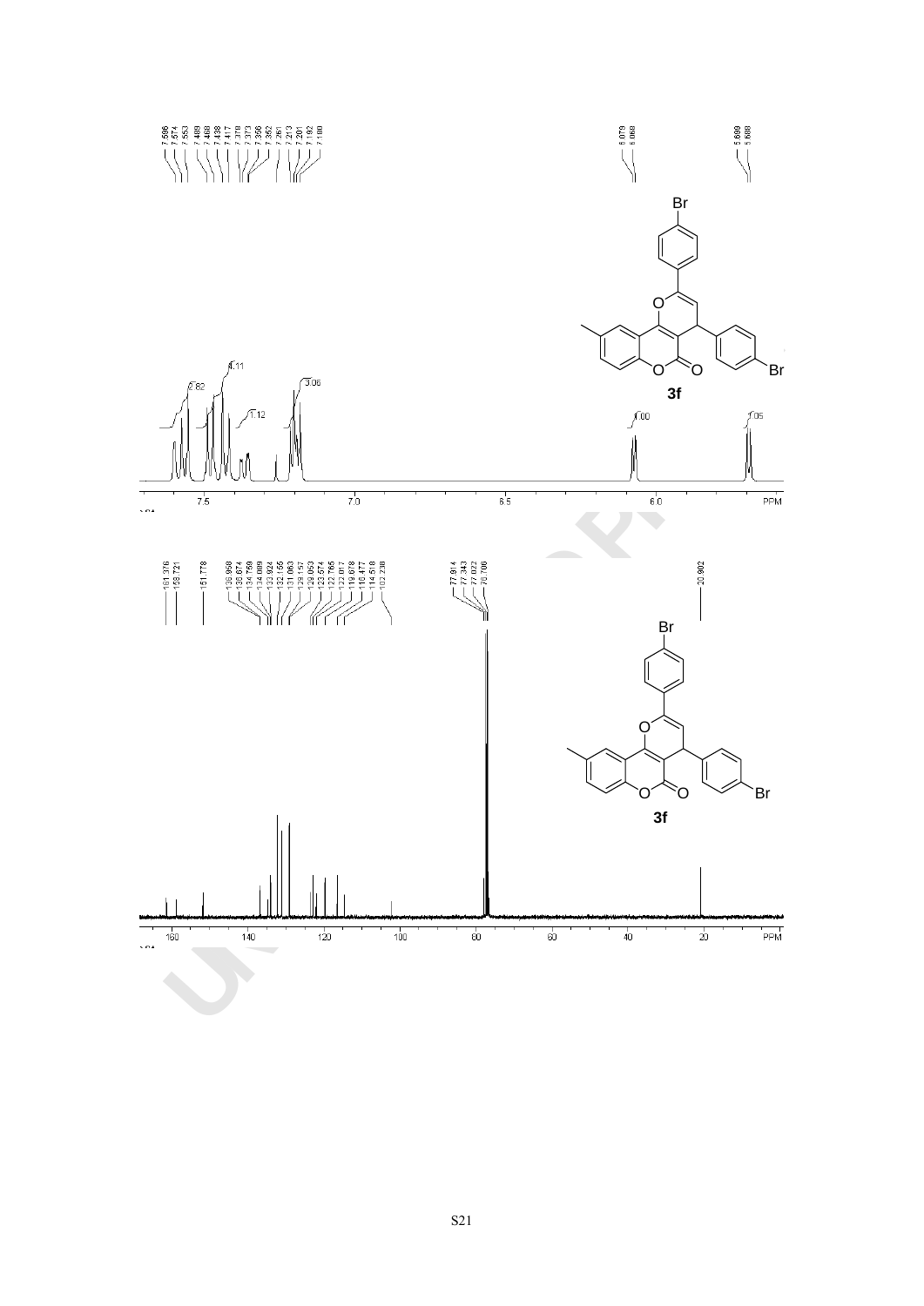7.586
7.574
7.553
7.489
7.468
7.438
7.417
7.379
7.373
7.356
7.352
7.261
7.213
7.201
7.192
7.180

6.079
6.068

5.690
5.688

Br

O

O

O

Br

**3f**

2.82

4.11

1.12

3.06

1.00

1.05

7.5 7.0 6.5 6.0 PPM

161.376
158.721
151.778
136.960
135.674
134.769
134.089
133.924
132.155
131.063
129.157
129.053
123.574
122.765
122.017
119.678
118.477
114.518
102.238

77.914
77.343
77.072
76.706

20.902

Br

O

O

O

Br

**3f**

160 140 120 100 80 60 40 20 PPM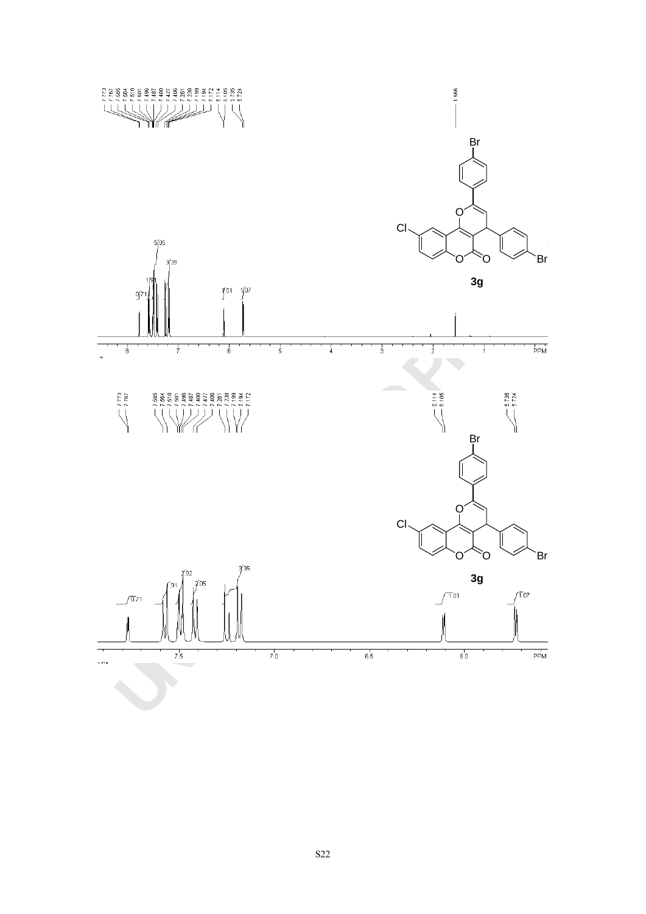7.773 7.767 7.586 7.564 7.510 7.501 7.496 7.487 7.480 7.427 7.406 7.261 7.238 7.199 7.194 7.172 6.114 6.105 5.735 5.724

1.566

0.71 1.91 5.05 3.39 1.01 1.07

8 7 6 5 4 3 2 1 PPM

**3g**

7.773 7.767 7.586 7.564 7.510 7.501 7.496 7.487 7.480 7.427 7.406 7.261 7.238 7.199 7.194 7.172

6.114 6.105

5.735 5.724

0.71 1.91 2.92 2.05 3.35 1.01 1.07

7.5 7.0 6.5 6.0 PPM

**3g**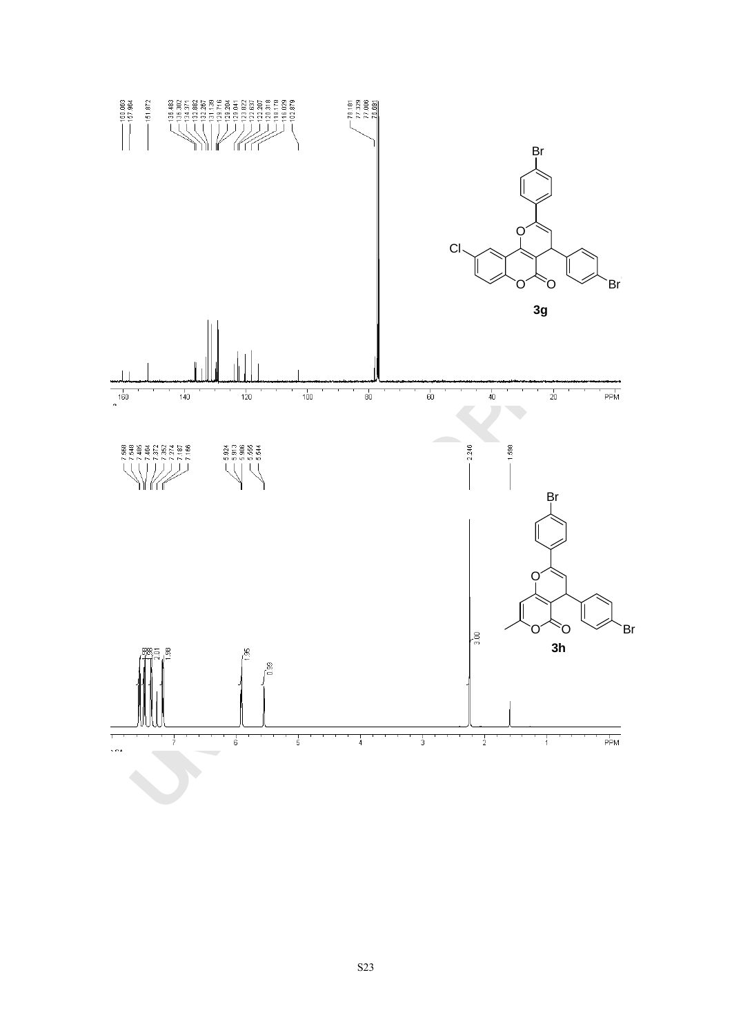160.063
157.964
151.872
136.483
136.302
134.371
132.882
132.267
131.139
129.716
129.204
129.041
123.822
122.837
122.207
120.318
118.178
116.029
102.879
78.161
77.329
77.006
76.691

**3g**

7.568
7.548
7.485
7.464
7.372
7.352
7.274
7.187
7.166
5.924
5.913
5.906
5.566
5.544
2.246
1.598

**3h**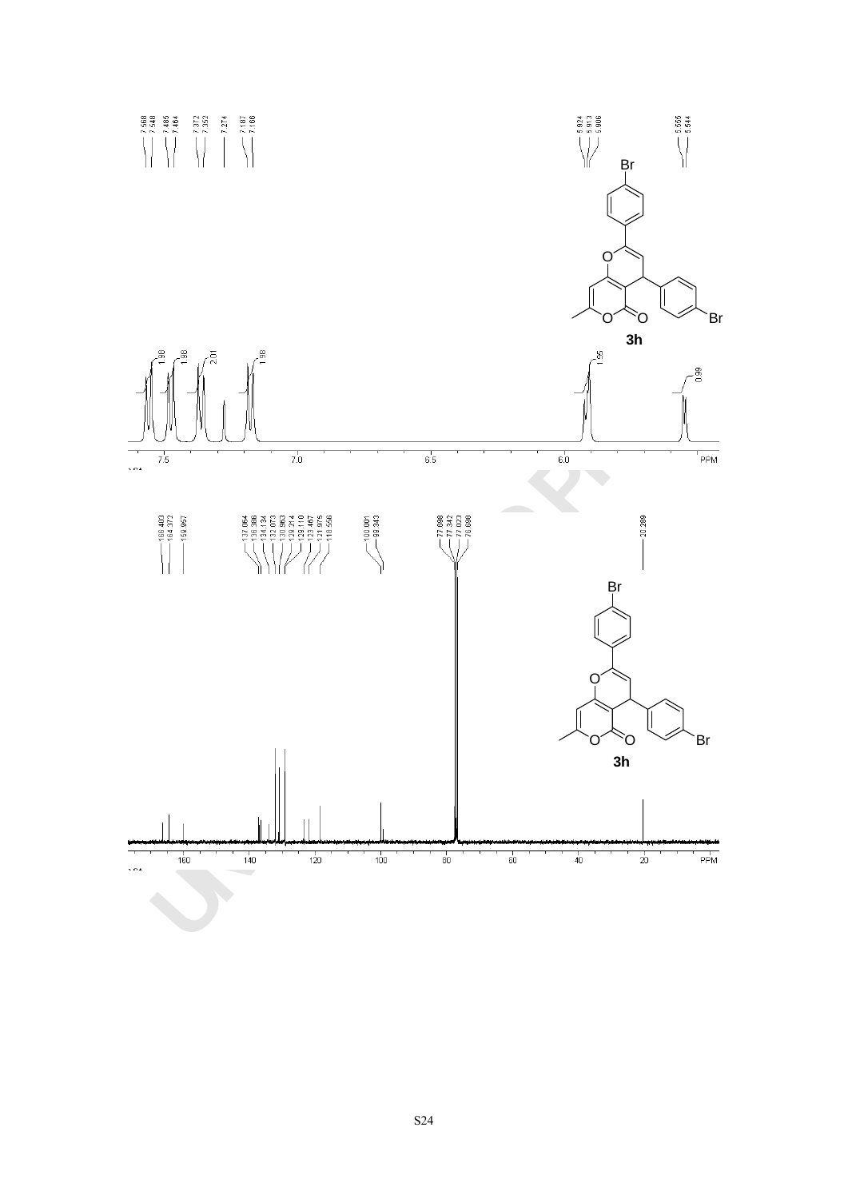7.568
7.548
7.485
7.464
7.372
7.352
7.274
7.187
7.166

5.924
5.913
5.906

5.555
5.544

Br

O

O

O

Br

**3h**

1.98 1.98 2.01 1.98 1.95 0.99

7.5 7.0 6.5 6.0 PPM

166.403
164.372
159.957

137.064
136.386
134.134
132.073
130.963
129.214
129.110
123.467
121.975
118.556

100.001
99.343

77.698
77.342
77.023
76.698

20.289

Br

O

O

O

Br

**3h**

160 140 120 100 80 60 40 20 PPM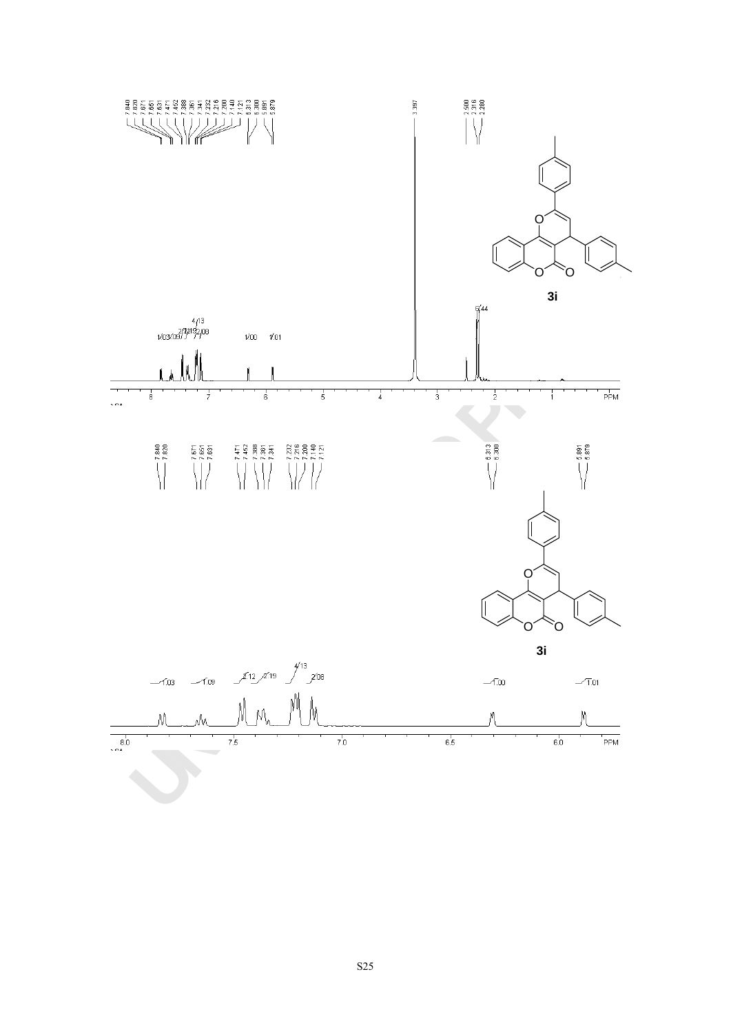7.840
7.820
7.671
7.651
7.631
7.471
7.452
7.388
7.361
7.341
7.232
7.216
7.200
7.140
7.121
6.313
6.300
5.891
5.879

3.397

2.500
2.316
2.280

**3i**

1.03 1.09 2.12 2.19 4.13 2.08 1.00 1.01 6.44

8 7 6 5 4 3 2 1 PPM

7.840
7.820
7.671
7.651
7.631
7.471
7.452
7.388
7.361
7.341
7.232
7.216
7.200
7.140
7.121

6.313
6.300

5.891
5.879

**3i**

1.03 1.09 2.12 2.19 4.13 2.08 1.00 1.01

8.0 7.5 7.0 6.5 6.0 PPM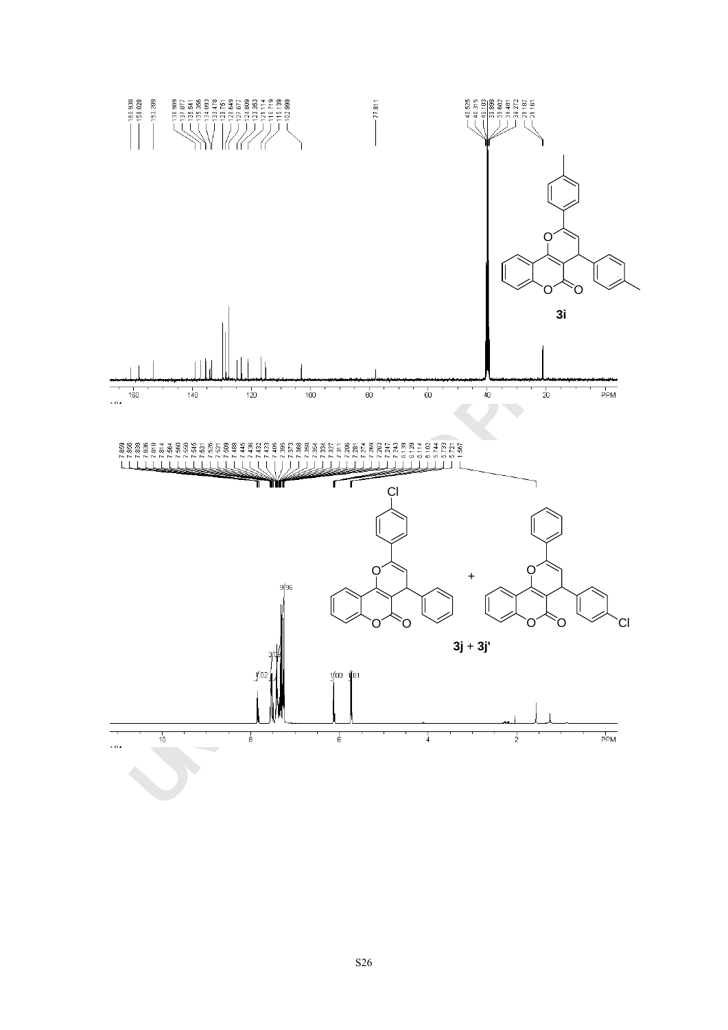160.938
158.028
153.289
138.989
137.077
135.641
135.356
134.093
133.478
128.751
128.649
127.677
124.809
123.353
121.114
116.719
115.139
102.989

77.811

40.525
40.315
40.103
39.899
39.692
39.481
39.272
21.187
21.161

3i

7.859
7.856
7.839
7.836
7.818
7.814
7.564
7.560
7.550
7.545
7.531
7.526
7.521
7.509
7.488
7.445
7.436
7.432
7.423
7.405
7.395
7.373
7.368
7.360
7.354
7.334
7.327
7.311
7.286
7.281
7.274
7.269
7.263
7.247
7.243
6.139
6.129
6.114
6.102
5.744
5.733
5.721
1.567

1.02
3.05
9.96
1.00
1.01

3j + 3j'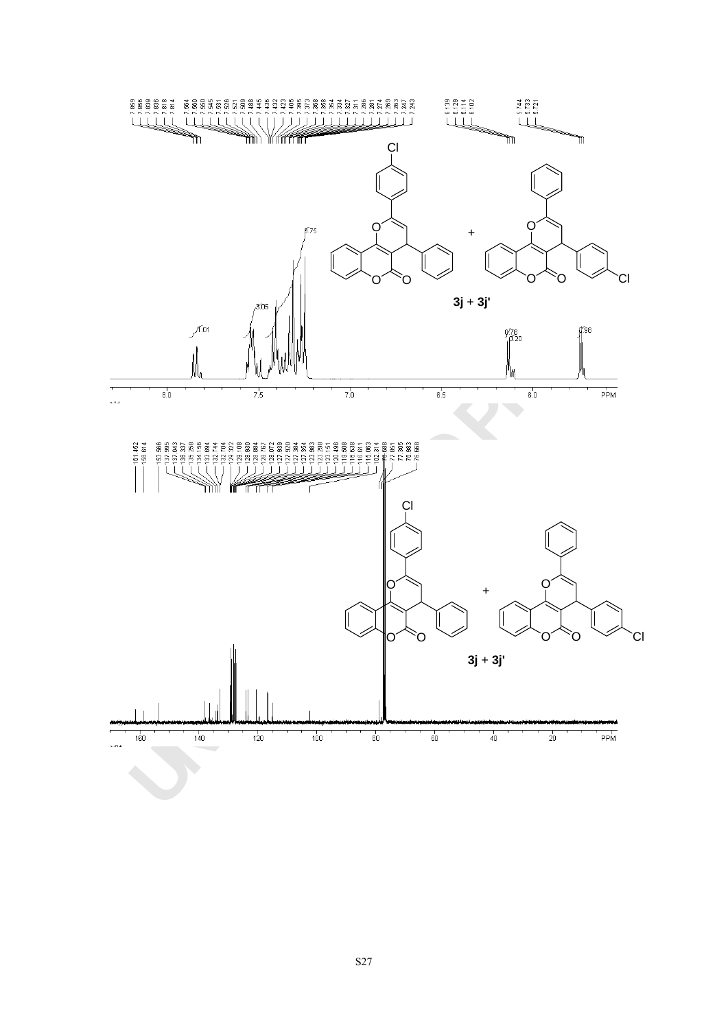7.859, 7.856, 7.839, 7.836, 7.818, 7.814, 7.564, 7.560, 7.550, 7.545, 7.531, 7.526, 7.521, 7.509, 7.488, 7.445, 7.436, 7.432, 7.423, 7.405, 7.395, 7.373, 7.368, 7.358, 7.354, 7.334, 7.327, 7.311, 7.286, 7.281, 7.274, 7.269, 7.263, 7.247, 7.243, 6.139, 6.129, 6.114, 6.102, 5.744, 5.733, 5.721

1.01, 3.05, 8.75, 0.78, 0.20, 0.98

**3j** + **3j'**

PPM

161.462, 159.614, 153.566, 137.995, 137.643, 136.337, 135.258, 134.156, 133.684, 132.744, 132.704, 129.322, 129.108, 128.930, 128.884, 128.767, 128.072, 127.939, 127.920, 127.384, 127.354, 123.983, 123.298, 123.151, 120.486, 119.508, 116.638, 116.611, 115.063, 102.314, 78.688, 77.651, 77.305, 76.983, 76.668

**3j** + **3j'**

PPM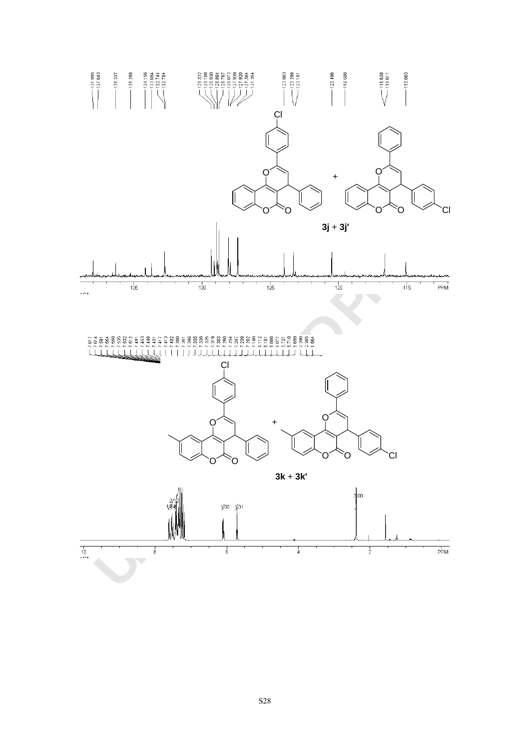137.995
137.643
136.337
135.258
134.156
133.694
132.744
132.704
129.322
129.108
128.930
128.884
128.767
128.072
127.939
127.920
127.384
127.354
123.903
123.298
123.151
120.496
119.500
116.638
116.611
115.063

**3j** + **3j'**

135 130 125 120 115 PPM

7.617
7.614
7.591
7.564
7.550
7.525
7.532
7.512
7.491
7.453
7.446
7.431
7.417
7.413
7.402
7.380
7.351
7.346
7.335
7.330
7.325
7.319
7.303
7.260
7.254
7.247
7.239
7.202
7.180
6.112
6.101
6.088
6.077
5.721
5.710
5.699
2.390
2.386
1.564

**3k** + **3k'**

1.04 2.1 1.00 1.01 3.00

10 8 6 4 2 PPM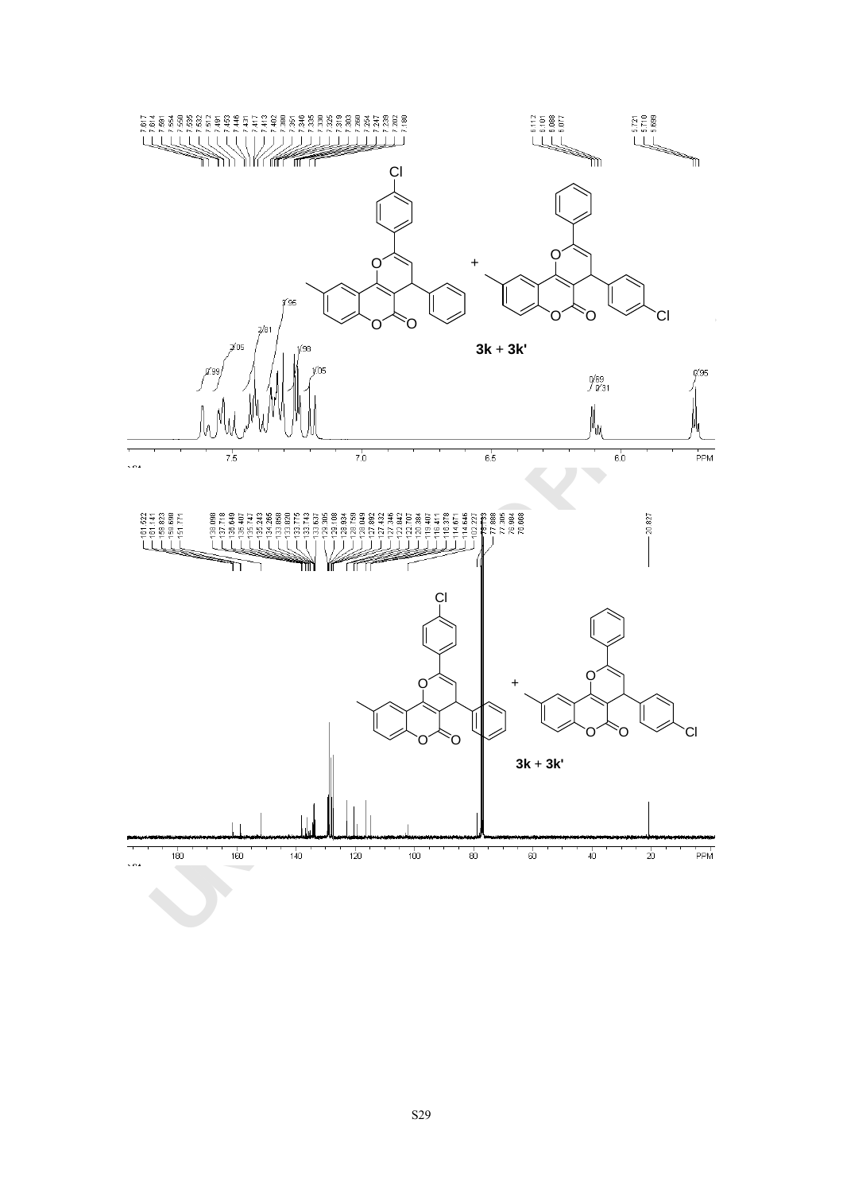7.617
7.614
7.591
7.554
7.550
7.536
7.532
7.512
7.491
7.453
7.446
7.431
7.417
7.413
7.402
7.380
7.351
7.346
7.335
7.330
7.325
7.319
7.303
7.260
7.254
7.247
7.239
7.202
7.180

6.112
6.101
6.088
6.077

5.721
5.710
5.699

**3k** + **3k'**

0.99 3.05 2.81 3.95 1.98 1.05 0.69 0.31 0.95

7.5 7.0 6.5 6.0 PPM

161.522
161.141
158.823
158.698
151.771
138.098
137.718
136.649
136.407
135.747
135.243
134.265
133.858
133.820
133.775
133.743
133.637
129.305
129.108
128.934
128.759
128.049
127.882
127.432
127.346
122.842
122.707
120.384
119.407
116.411
116.378
114.671
114.646
102.227
78.133
77.888
77.305
76.884
76.608

20.827

**3k** + **3k'**

180 160 140 120 100 80 60 40 20 PPM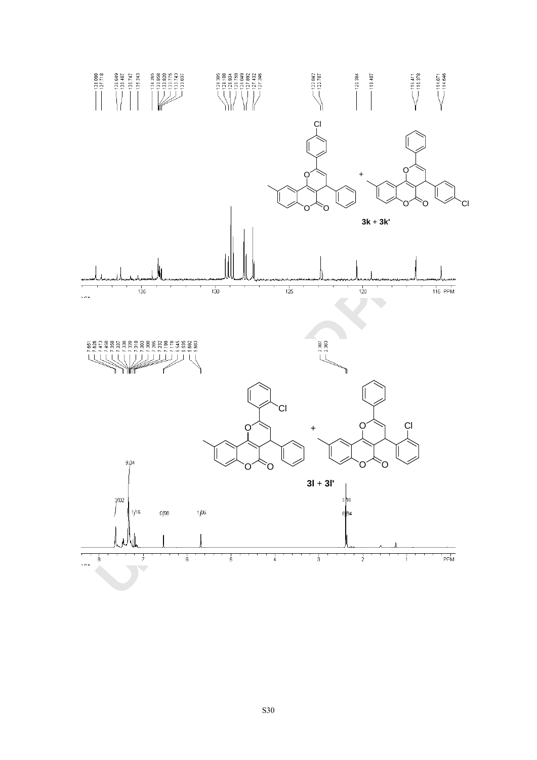138.088
137.718
136.649
136.407
135.747
135.243
134.265
133.858
133.820
133.775
133.743
133.637
129.305
129.108
128.934
128.759
128.049
127.892
127.432
127.346
122.842
122.707
120.384
119.407
116.411
116.378
114.671
114.646

**3k** + **3k'**

135 130 125 120 115 PPM

7.651
7.626
7.473
7.450
7.358
7.337
7.330
7.320
7.310
7.303
7.300
7.285
7.232
7.199
7.178
6.545
6.535
5.692
5.683
2.387
2.363

**3l** + **3l'**

3.02 9.04 1.16 0.98 1.05 3.10 0.94

8 7 6 5 4 3 2 1 PPM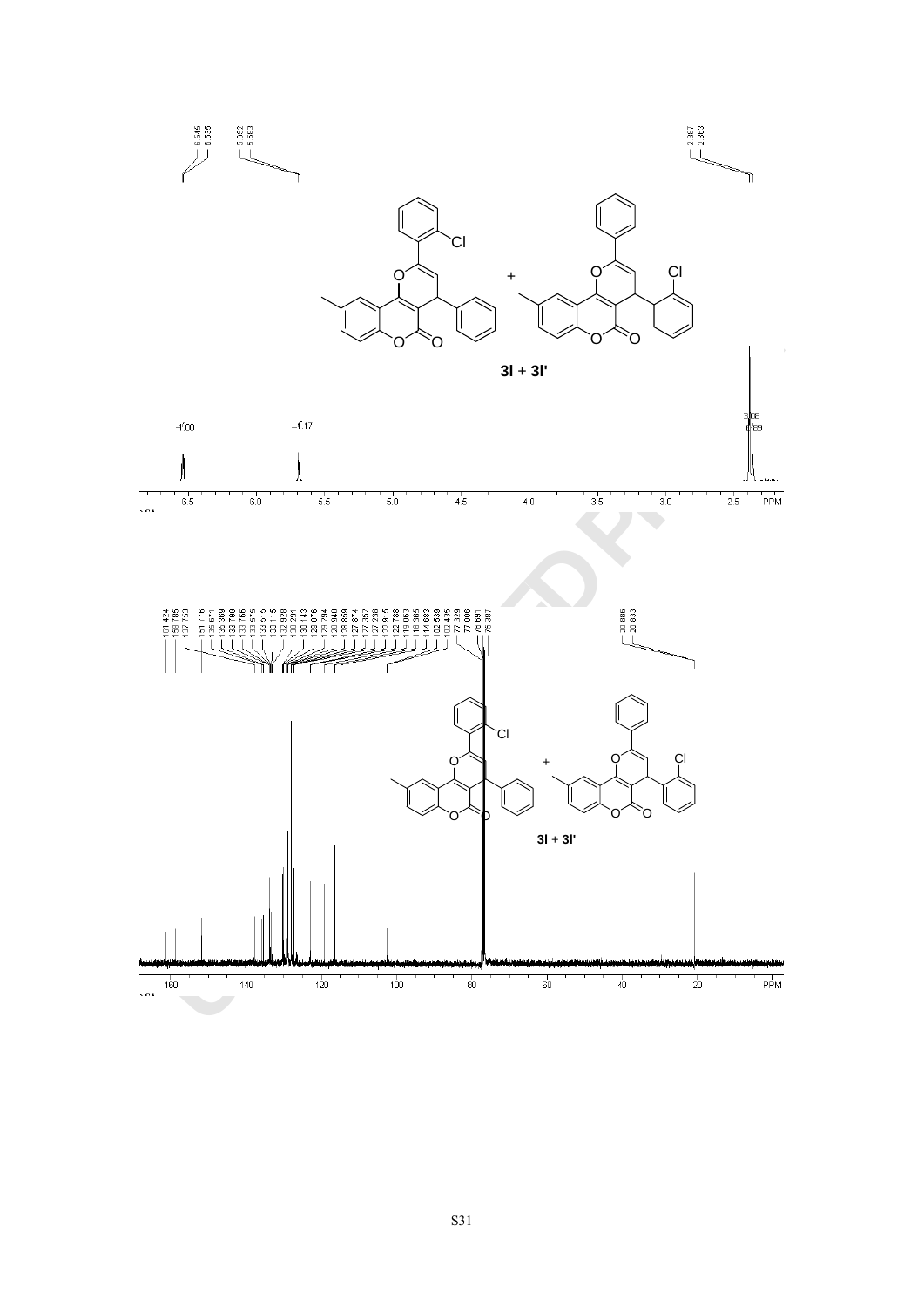**3l** + **3l'**

**3l** + **3l'**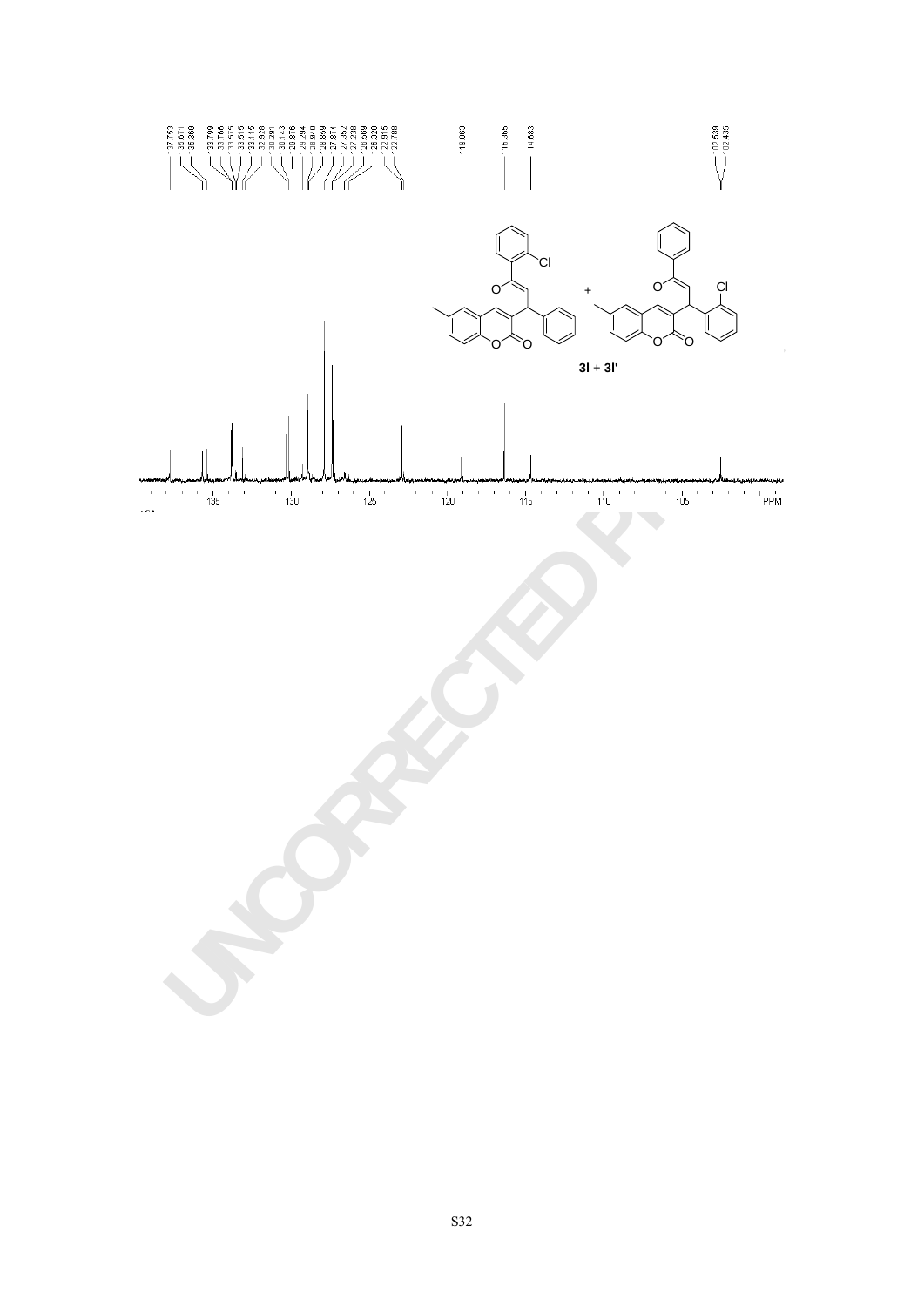137.753
135.671
135.360
133.799
133.766
133.575
133.515
133.115
132.920
130.291
130.143
129.876
129.294
128.940
128.859
127.874
127.352
127.230
126.569
126.320
122.915
122.788
119.063
116.365
114.683
102.539
102.435

Cl
O
O
O
+
O
O
O
Cl

**3l** + **3l'**

135
130
125
120
115
110
105
PPM